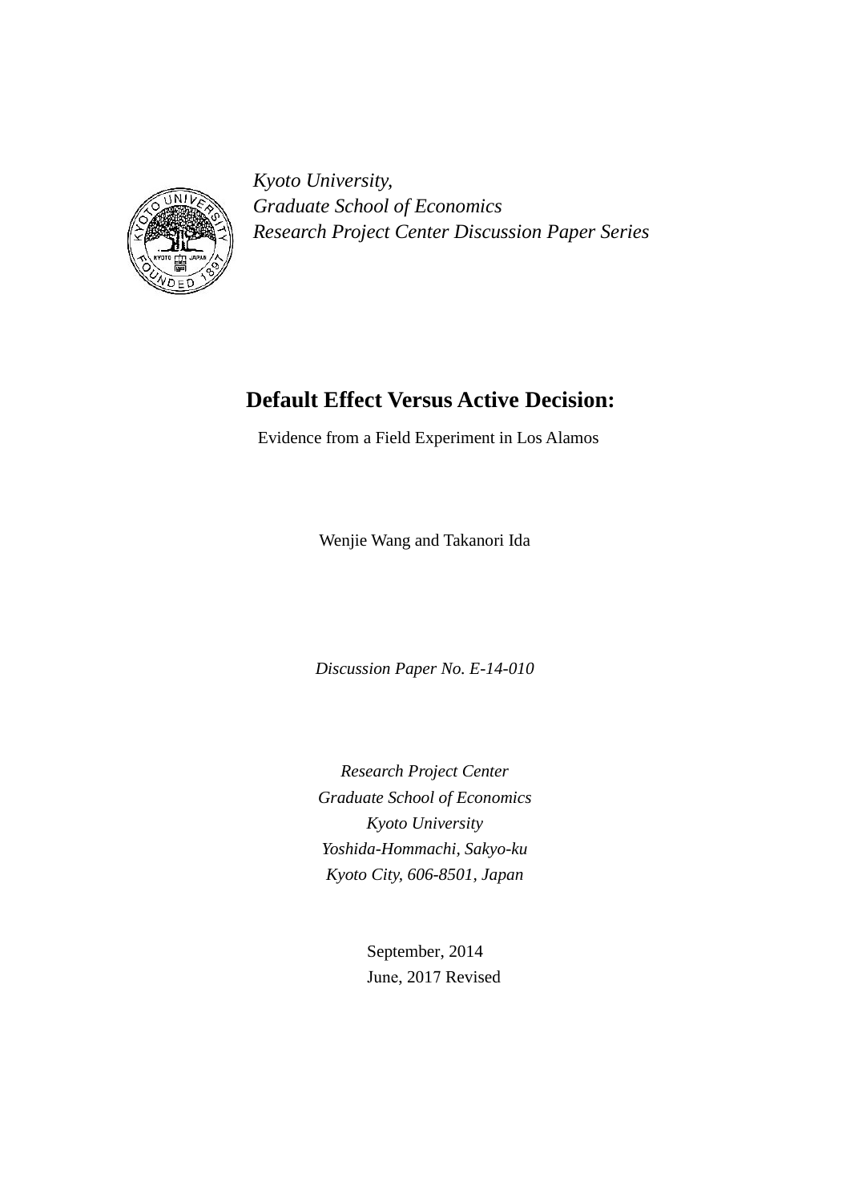*Kyoto University,*
*Graduate School of Economics*
*Research Project Center Discussion Paper Series*

# Default Effect Versus Active Decision:

Evidence from a Field Experiment in Los Alamos

Wenjie Wang and Takanori Ida

*Discussion Paper No. E-14-010*

*Research Project Center*
*Graduate School of Economics*
*Kyoto University*
*Yoshida-Hommachi, Sakyo-ku*
*Kyoto City, 606-8501, Japan*

September, 2014
June, 2017 Revised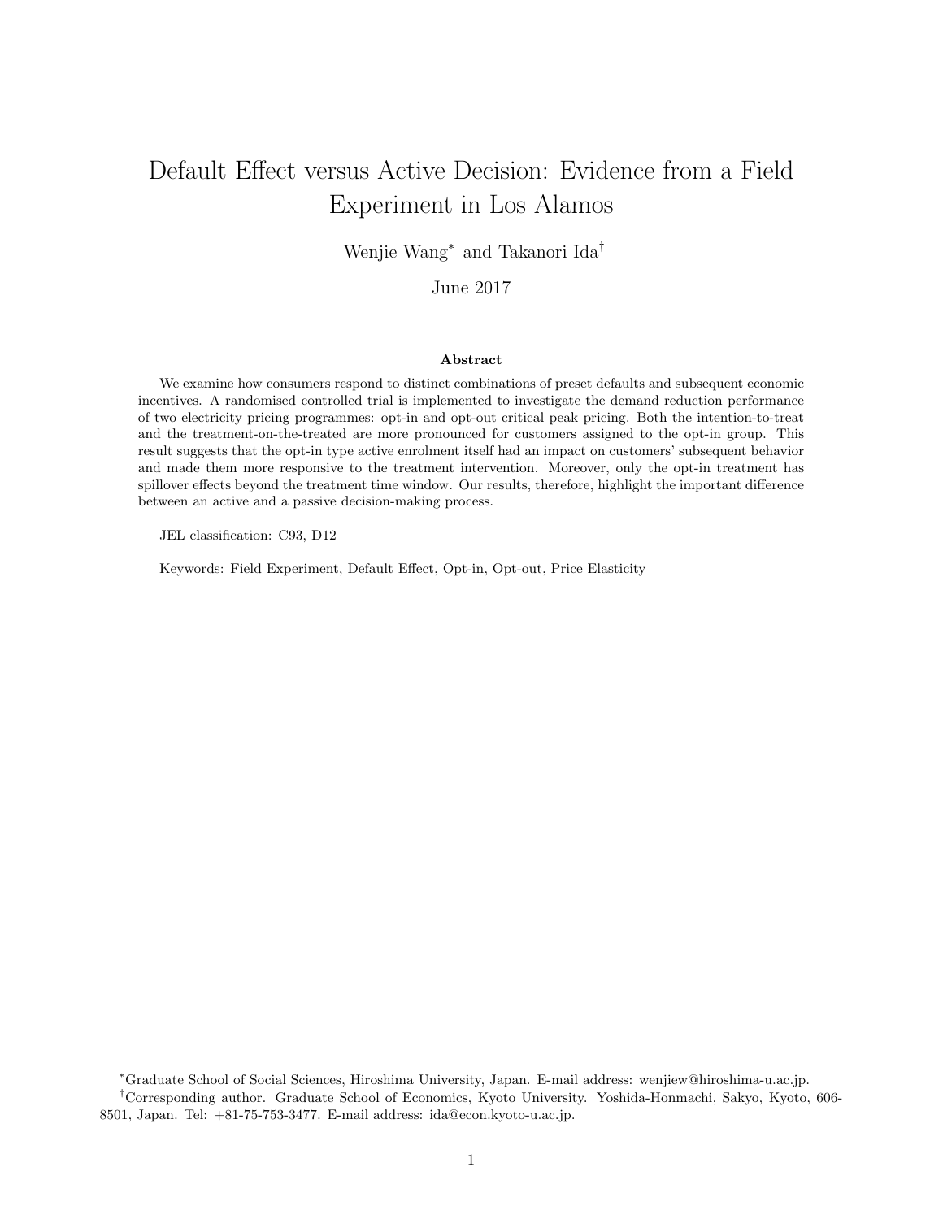# Default Effect versus Active Decision: Evidence from a Field Experiment in Los Alamos

Wenjie Wang[*] and Takanori Ida[†]

June 2017

### Abstract

We examine how consumers respond to distinct combinations of preset defaults and subsequent economic incentives. A randomised controlled trial is implemented to investigate the demand reduction performance of two electricity pricing programmes: opt-in and opt-out critical peak pricing. Both the intention-to-treat and the treatment-on-the-treated are more pronounced for customers assigned to the opt-in group. This result suggests that the opt-in type active enrolment itself had an impact on customers' subsequent behavior and made them more responsive to the treatment intervention. Moreover, only the opt-in treatment has spillover effects beyond the treatment time window. Our results, therefore, highlight the important difference between an active and a passive decision-making process.

JEL classification: C93, D12

Keywords: Field Experiment, Default Effect, Opt-in, Opt-out, Price Elasticity

---

[*] Graduate School of Social Sciences, Hiroshima University, Japan. E-mail address: wenjiew@hiroshima-u.ac.jp.

[†] Corresponding author. Graduate School of Economics, Kyoto University. Yoshida-Honmachi, Sakyo, Kyoto, 606-8501, Japan. Tel: +81-75-753-3477. E-mail address: ida@econ.kyoto-u.ac.jp.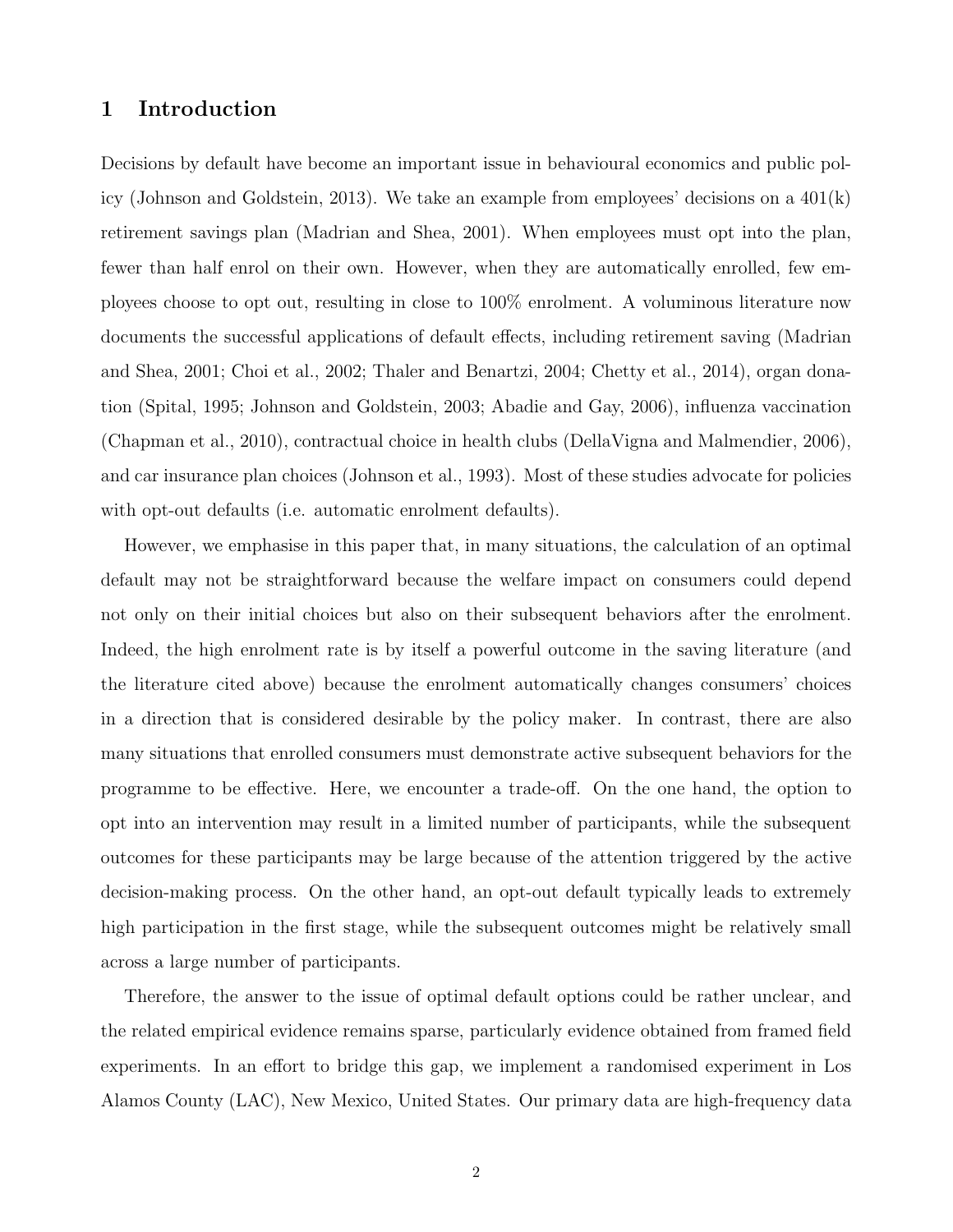# 1 Introduction

Decisions by default have become an important issue in behavioural economics and public policy (Johnson and Goldstein, 2013). We take an example from employees' decisions on a 401(k) retirement savings plan (Madrian and Shea, 2001). When employees must opt into the plan, fewer than half enrol on their own. However, when they are automatically enrolled, few employees choose to opt out, resulting in close to 100% enrolment. A voluminous literature now documents the successful applications of default effects, including retirement saving (Madrian and Shea, 2001; Choi et al., 2002; Thaler and Benartzi, 2004; Chetty et al., 2014), organ donation (Spital, 1995; Johnson and Goldstein, 2003; Abadie and Gay, 2006), influenza vaccination (Chapman et al., 2010), contractual choice in health clubs (DellaVigna and Malmendier, 2006), and car insurance plan choices (Johnson et al., 1993). Most of these studies advocate for policies with opt-out defaults (i.e. automatic enrolment defaults).

However, we emphasise in this paper that, in many situations, the calculation of an optimal default may not be straightforward because the welfare impact on consumers could depend not only on their initial choices but also on their subsequent behaviors after the enrolment. Indeed, the high enrolment rate is by itself a powerful outcome in the saving literature (and the literature cited above) because the enrolment automatically changes consumers' choices in a direction that is considered desirable by the policy maker. In contrast, there are also many situations that enrolled consumers must demonstrate active subsequent behaviors for the programme to be effective. Here, we encounter a trade-off. On the one hand, the option to opt into an intervention may result in a limited number of participants, while the subsequent outcomes for these participants may be large because of the attention triggered by the active decision-making process. On the other hand, an opt-out default typically leads to extremely high participation in the first stage, while the subsequent outcomes might be relatively small across a large number of participants.

Therefore, the answer to the issue of optimal default options could be rather unclear, and the related empirical evidence remains sparse, particularly evidence obtained from framed field experiments. In an effort to bridge this gap, we implement a randomised experiment in Los Alamos County (LAC), New Mexico, United States. Our primary data are high-frequency data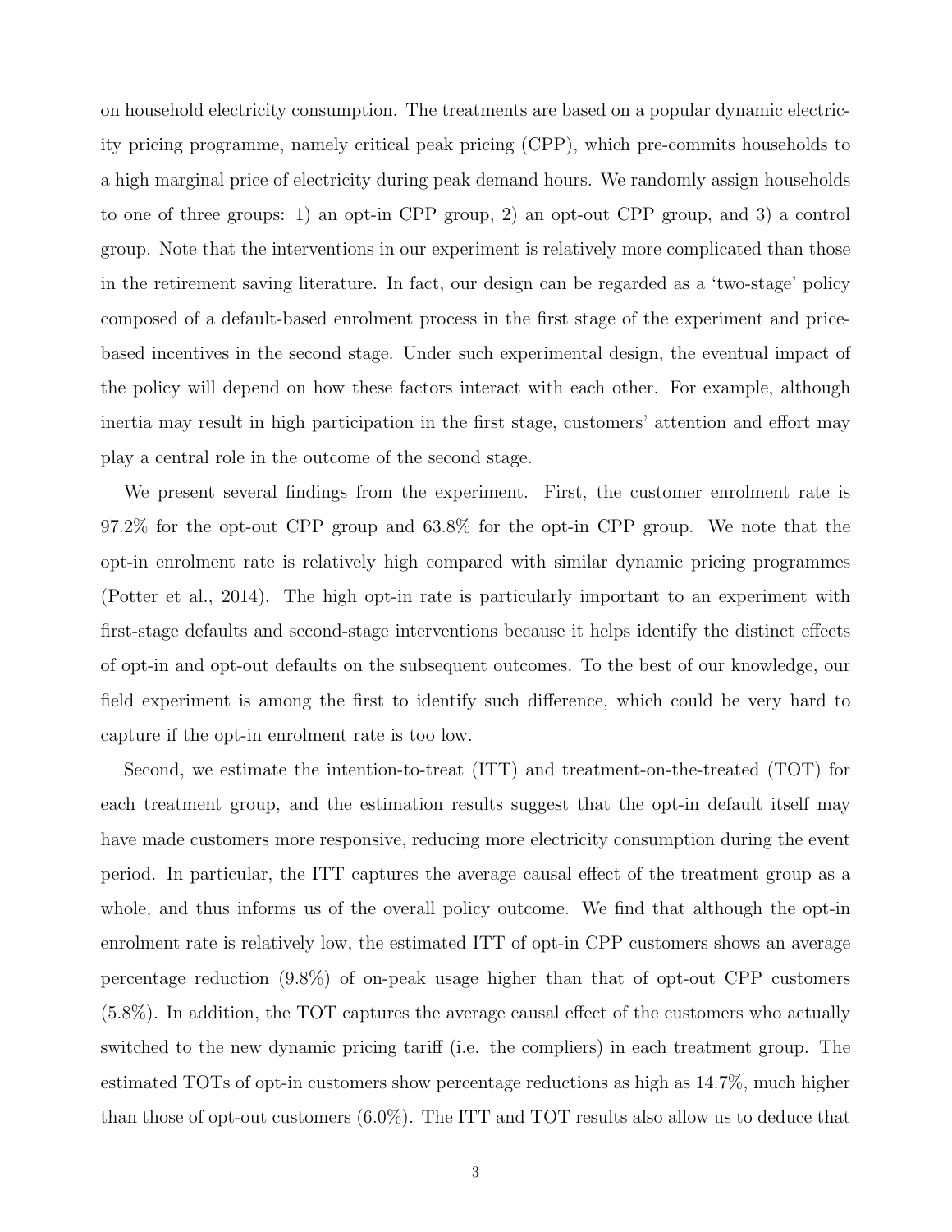on household electricity consumption. The treatments are based on a popular dynamic electricity pricing programme, namely critical peak pricing (CPP), which pre-commits households to a high marginal price of electricity during peak demand hours. We randomly assign households to one of three groups: 1) an opt-in CPP group, 2) an opt-out CPP group, and 3) a control group. Note that the interventions in our experiment is relatively more complicated than those in the retirement saving literature. In fact, our design can be regarded as a 'two-stage' policy composed of a default-based enrolment process in the first stage of the experiment and price-based incentives in the second stage. Under such experimental design, the eventual impact of the policy will depend on how these factors interact with each other. For example, although inertia may result in high participation in the first stage, customers' attention and effort may play a central role in the outcome of the second stage.

We present several findings from the experiment. First, the customer enrolment rate is 97.2% for the opt-out CPP group and 63.8% for the opt-in CPP group. We note that the opt-in enrolment rate is relatively high compared with similar dynamic pricing programmes (Potter et al., 2014). The high opt-in rate is particularly important to an experiment with first-stage defaults and second-stage interventions because it helps identify the distinct effects of opt-in and opt-out defaults on the subsequent outcomes. To the best of our knowledge, our field experiment is among the first to identify such difference, which could be very hard to capture if the opt-in enrolment rate is too low.

Second, we estimate the intention-to-treat (ITT) and treatment-on-the-treated (TOT) for each treatment group, and the estimation results suggest that the opt-in default itself may have made customers more responsive, reducing more electricity consumption during the event period. In particular, the ITT captures the average causal effect of the treatment group as a whole, and thus informs us of the overall policy outcome. We find that although the opt-in enrolment rate is relatively low, the estimated ITT of opt-in CPP customers shows an average percentage reduction (9.8%) of on-peak usage higher than that of opt-out CPP customers (5.8%). In addition, the TOT captures the average causal effect of the customers who actually switched to the new dynamic pricing tariff (i.e. the compliers) in each treatment group. The estimated TOTs of opt-in customers show percentage reductions as high as 14.7%, much higher than those of opt-out customers (6.0%). The ITT and TOT results also allow us to deduce that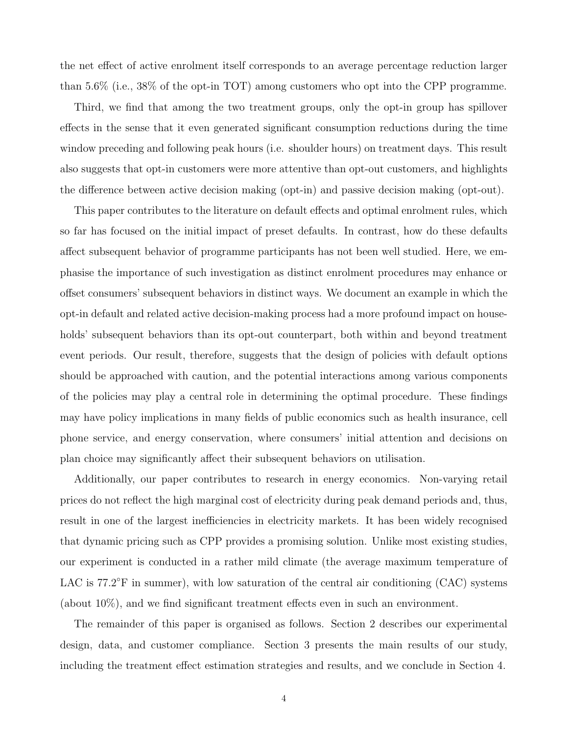the net effect of active enrolment itself corresponds to an average percentage reduction larger than 5.6% (i.e., 38% of the opt-in TOT) among customers who opt into the CPP programme.

Third, we find that among the two treatment groups, only the opt-in group has spillover effects in the sense that it even generated significant consumption reductions during the time window preceding and following peak hours (i.e. shoulder hours) on treatment days. This result also suggests that opt-in customers were more attentive than opt-out customers, and highlights the difference between active decision making (opt-in) and passive decision making (opt-out).

This paper contributes to the literature on default effects and optimal enrolment rules, which so far has focused on the initial impact of preset defaults. In contrast, how do these defaults affect subsequent behavior of programme participants has not been well studied. Here, we emphasise the importance of such investigation as distinct enrolment procedures may enhance or offset consumers' subsequent behaviors in distinct ways. We document an example in which the opt-in default and related active decision-making process had a more profound impact on households' subsequent behaviors than its opt-out counterpart, both within and beyond treatment event periods. Our result, therefore, suggests that the design of policies with default options should be approached with caution, and the potential interactions among various components of the policies may play a central role in determining the optimal procedure. These findings may have policy implications in many fields of public economics such as health insurance, cell phone service, and energy conservation, where consumers' initial attention and decisions on plan choice may significantly affect their subsequent behaviors on utilisation.

Additionally, our paper contributes to research in energy economics. Non-varying retail prices do not reflect the high marginal cost of electricity during peak demand periods and, thus, result in one of the largest inefficiencies in electricity markets. It has been widely recognised that dynamic pricing such as CPP provides a promising solution. Unlike most existing studies, our experiment is conducted in a rather mild climate (the average maximum temperature of LAC is 77.2°F in summer), with low saturation of the central air conditioning (CAC) systems (about 10%), and we find significant treatment effects even in such an environment.

The remainder of this paper is organised as follows. Section 2 describes our experimental design, data, and customer compliance. Section 3 presents the main results of our study, including the treatment effect estimation strategies and results, and we conclude in Section 4.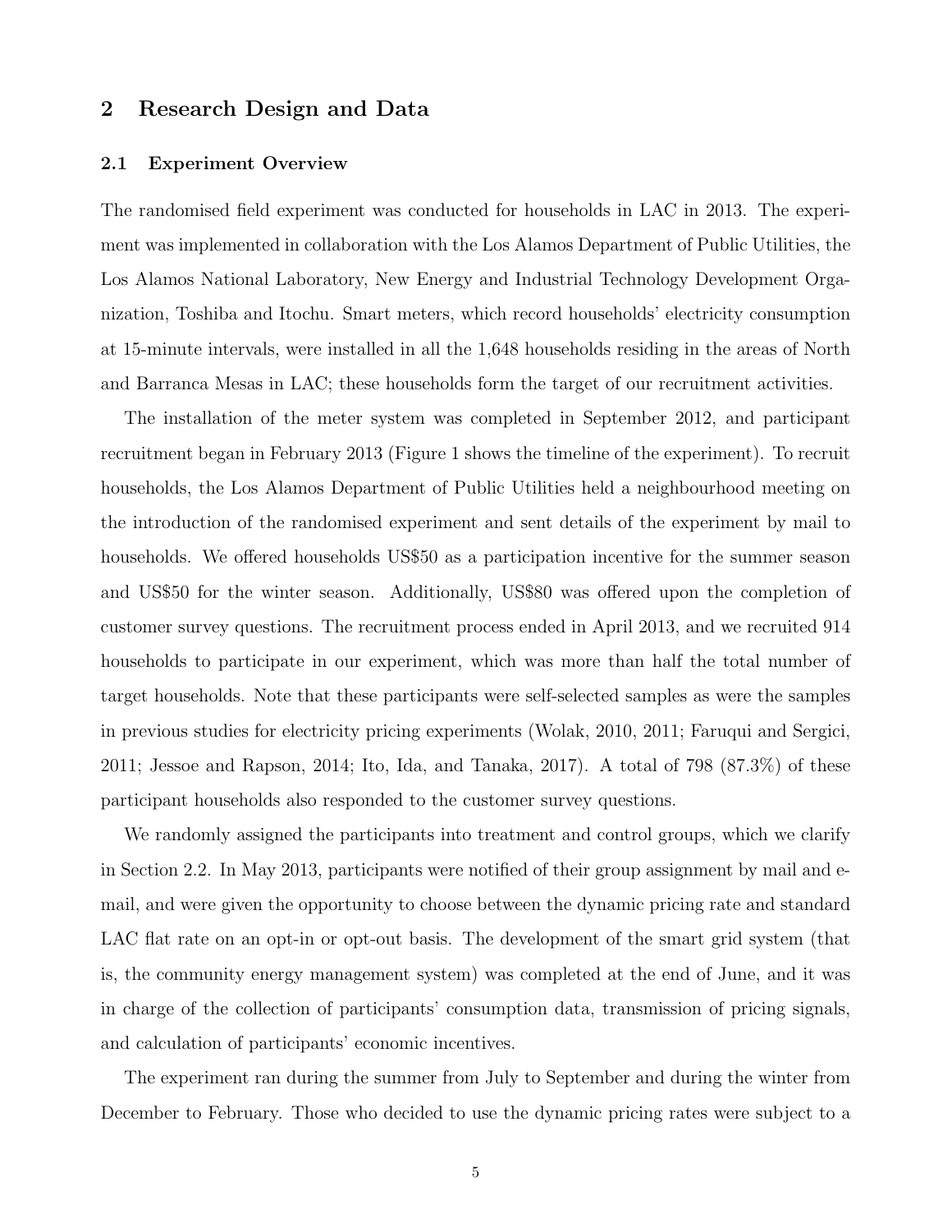## 2 Research Design and Data

### 2.1 Experiment Overview

The randomised field experiment was conducted for households in LAC in 2013. The experiment was implemented in collaboration with the Los Alamos Department of Public Utilities, the Los Alamos National Laboratory, New Energy and Industrial Technology Development Organization, Toshiba and Itochu. Smart meters, which record households' electricity consumption at 15-minute intervals, were installed in all the 1,648 households residing in the areas of North and Barranca Mesas in LAC; these households form the target of our recruitment activities.

The installation of the meter system was completed in September 2012, and participant recruitment began in February 2013 (Figure 1 shows the timeline of the experiment). To recruit households, the Los Alamos Department of Public Utilities held a neighbourhood meeting on the introduction of the randomised experiment and sent details of the experiment by mail to households. We offered households US$50 as a participation incentive for the summer season and US$50 for the winter season. Additionally, US$80 was offered upon the completion of customer survey questions. The recruitment process ended in April 2013, and we recruited 914 households to participate in our experiment, which was more than half the total number of target households. Note that these participants were self-selected samples as were the samples in previous studies for electricity pricing experiments (Wolak, 2010, 2011; Faruqui and Sergici, 2011; Jessoe and Rapson, 2014; Ito, Ida, and Tanaka, 2017). A total of 798 (87.3%) of these participant households also responded to the customer survey questions.

We randomly assigned the participants into treatment and control groups, which we clarify in Section 2.2. In May 2013, participants were notified of their group assignment by mail and e-mail, and were given the opportunity to choose between the dynamic pricing rate and standard LAC flat rate on an opt-in or opt-out basis. The development of the smart grid system (that is, the community energy management system) was completed at the end of June, and it was in charge of the collection of participants' consumption data, transmission of pricing signals, and calculation of participants' economic incentives.

The experiment ran during the summer from July to September and during the winter from December to February. Those who decided to use the dynamic pricing rates were subject to a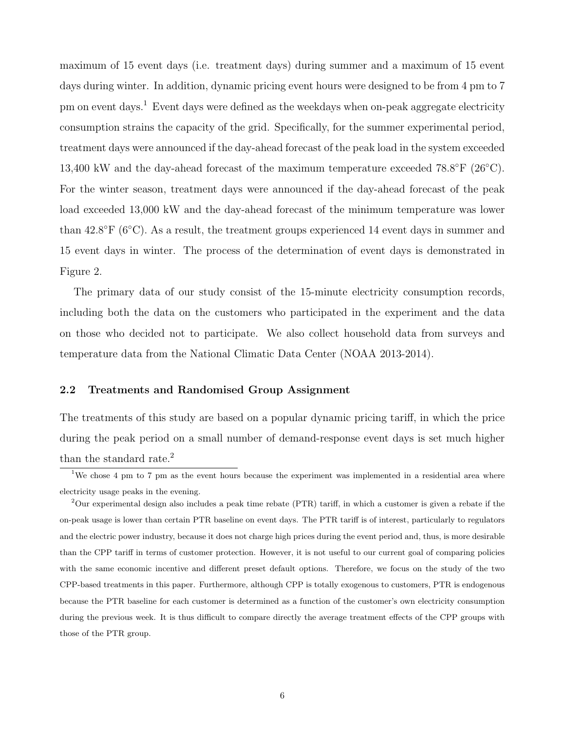maximum of 15 event days (i.e. treatment days) during summer and a maximum of 15 event days during winter. In addition, dynamic pricing event hours were designed to be from 4 pm to 7 pm on event days.[1] Event days were defined as the weekdays when on-peak aggregate electricity consumption strains the capacity of the grid. Specifically, for the summer experimental period, treatment days were announced if the day-ahead forecast of the peak load in the system exceeded 13,400 kW and the day-ahead forecast of the maximum temperature exceeded 78.8°F (26°C). For the winter season, treatment days were announced if the day-ahead forecast of the peak load exceeded 13,000 kW and the day-ahead forecast of the minimum temperature was lower than 42.8°F (6°C). As a result, the treatment groups experienced 14 event days in summer and 15 event days in winter. The process of the determination of event days is demonstrated in Figure 2.

The primary data of our study consist of the 15-minute electricity consumption records, including both the data on the customers who participated in the experiment and the data on those who decided not to participate. We also collect household data from surveys and temperature data from the National Climatic Data Center (NOAA 2013-2014).

### 2.2 Treatments and Randomised Group Assignment

The treatments of this study are based on a popular dynamic pricing tariff, in which the price during the peak period on a small number of demand-response event days is set much higher than the standard rate.[2]

[1] We chose 4 pm to 7 pm as the event hours because the experiment was implemented in a residential area where electricity usage peaks in the evening.

[2] Our experimental design also includes a peak time rebate (PTR) tariff, in which a customer is given a rebate if the on-peak usage is lower than certain PTR baseline on event days. The PTR tariff is of interest, particularly to regulators and the electric power industry, because it does not charge high prices during the event period and, thus, is more desirable than the CPP tariff in terms of customer protection. However, it is not useful to our current goal of comparing policies with the same economic incentive and different preset default options. Therefore, we focus on the study of the two CPP-based treatments in this paper. Furthermore, although CPP is totally exogenous to customers, PTR is endogenous because the PTR baseline for each customer is determined as a function of the customer's own electricity consumption during the previous week. It is thus difficult to compare directly the average treatment effects of the CPP groups with those of the PTR group.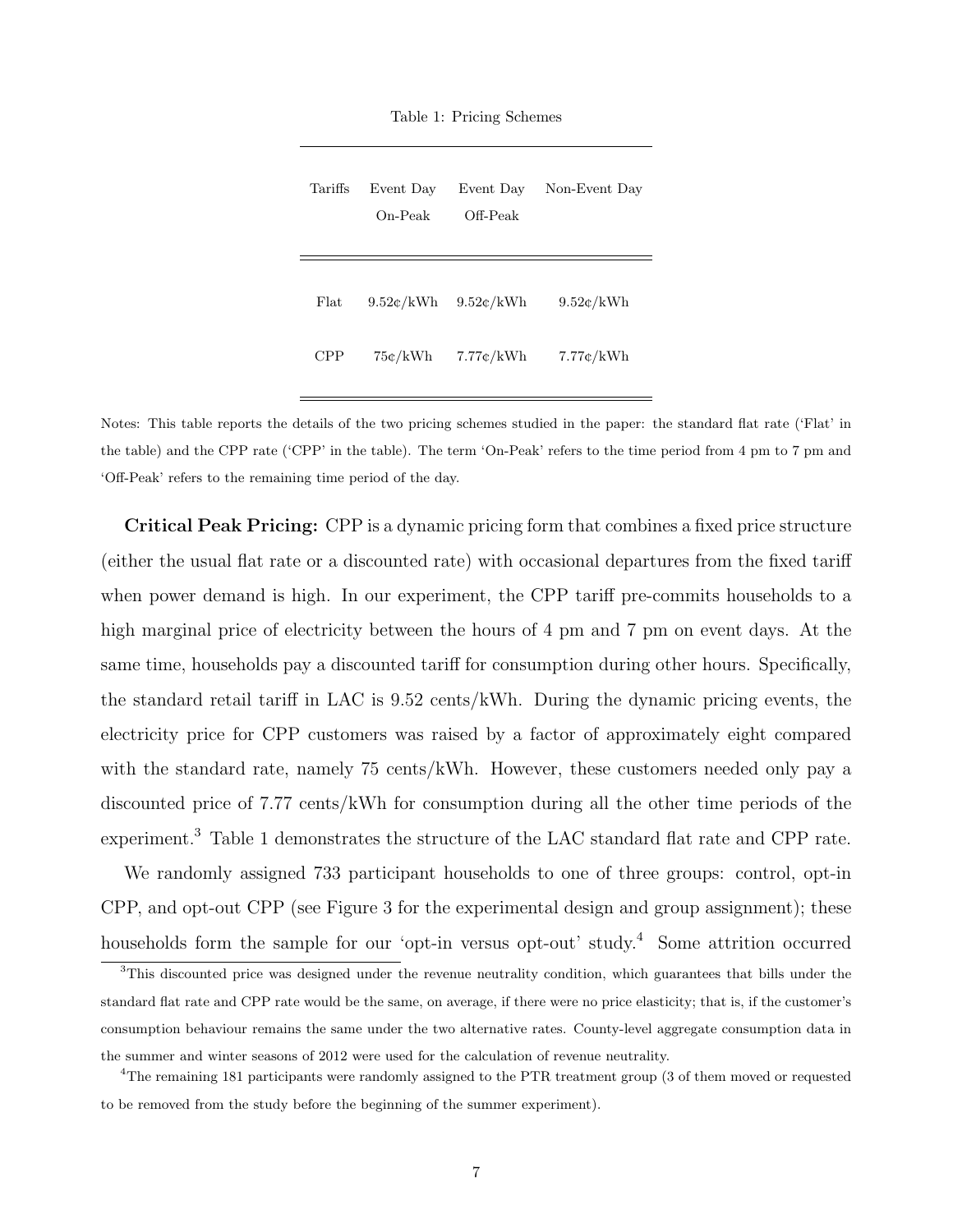Table 1: Pricing Schemes

| Tariffs | Event Day On-Peak | Event Day Off-Peak | Non-Event Day |
|---|---|---|---|
| Flat | 9.52¢/kWh | 9.52¢/kWh | 9.52¢/kWh |
| CPP | 75¢/kWh | 7.77¢/kWh | 7.77¢/kWh |

Notes: This table reports the details of the two pricing schemes studied in the paper: the standard flat rate ('Flat' in the table) and the CPP rate ('CPP' in the table). The term 'On-Peak' refers to the time period from 4 pm to 7 pm and 'Off-Peak' refers to the remaining time period of the day.

**Critical Peak Pricing:** CPP is a dynamic pricing form that combines a fixed price structure (either the usual flat rate or a discounted rate) with occasional departures from the fixed tariff when power demand is high. In our experiment, the CPP tariff pre-commits households to a high marginal price of electricity between the hours of 4 pm and 7 pm on event days. At the same time, households pay a discounted tariff for consumption during other hours. Specifically, the standard retail tariff in LAC is 9.52 cents/kWh. During the dynamic pricing events, the electricity price for CPP customers was raised by a factor of approximately eight compared with the standard rate, namely 75 cents/kWh. However, these customers needed only pay a discounted price of 7.77 cents/kWh for consumption during all the other time periods of the experiment.[3] Table 1 demonstrates the structure of the LAC standard flat rate and CPP rate.

We randomly assigned 733 participant households to one of three groups: control, opt-in CPP, and opt-out CPP (see Figure 3 for the experimental design and group assignment); these households form the sample for our 'opt-in versus opt-out' study.[4] Some attrition occurred

[3]This discounted price was designed under the revenue neutrality condition, which guarantees that bills under the standard flat rate and CPP rate would be the same, on average, if there were no price elasticity; that is, if the customer's consumption behaviour remains the same under the two alternative rates. County-level aggregate consumption data in the summer and winter seasons of 2012 were used for the calculation of revenue neutrality.

[4]The remaining 181 participants were randomly assigned to the PTR treatment group (3 of them moved or requested to be removed from the study before the beginning of the summer experiment).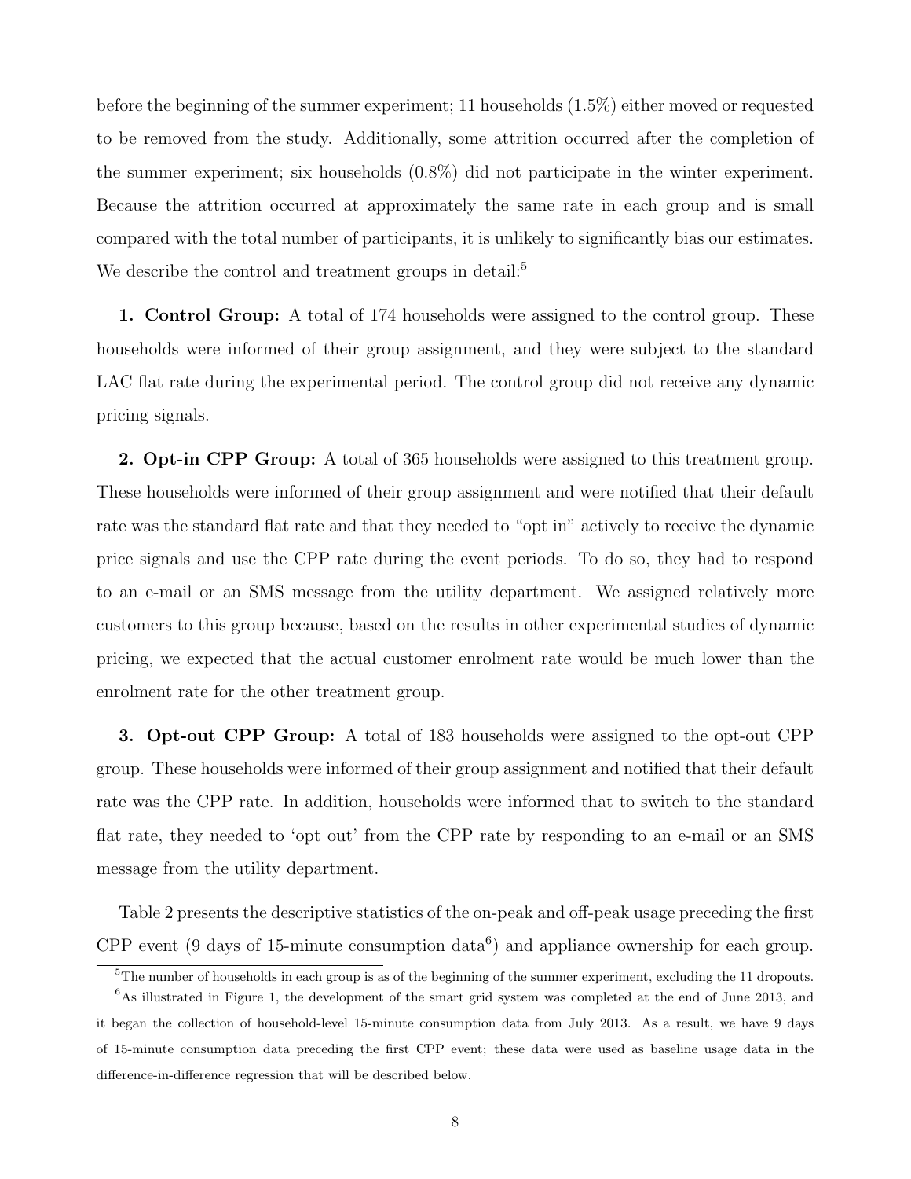before the beginning of the summer experiment; 11 households (1.5%) either moved or requested to be removed from the study. Additionally, some attrition occurred after the completion of the summer experiment; six households (0.8%) did not participate in the winter experiment. Because the attrition occurred at approximately the same rate in each group and is small compared with the total number of participants, it is unlikely to significantly bias our estimates. We describe the control and treatment groups in detail:[5]

**1. Control Group:** A total of 174 households were assigned to the control group. These households were informed of their group assignment, and they were subject to the standard LAC flat rate during the experimental period. The control group did not receive any dynamic pricing signals.

**2. Opt-in CPP Group:** A total of 365 households were assigned to this treatment group. These households were informed of their group assignment and were notified that their default rate was the standard flat rate and that they needed to "opt in" actively to receive the dynamic price signals and use the CPP rate during the event periods. To do so, they had to respond to an e-mail or an SMS message from the utility department. We assigned relatively more customers to this group because, based on the results in other experimental studies of dynamic pricing, we expected that the actual customer enrolment rate would be much lower than the enrolment rate for the other treatment group.

**3. Opt-out CPP Group:** A total of 183 households were assigned to the opt-out CPP group. These households were informed of their group assignment and notified that their default rate was the CPP rate. In addition, households were informed that to switch to the standard flat rate, they needed to 'opt out' from the CPP rate by responding to an e-mail or an SMS message from the utility department.

Table 2 presents the descriptive statistics of the on-peak and off-peak usage preceding the first CPP event (9 days of 15-minute consumption data[6]) and appliance ownership for each group.

[5] The number of households in each group is as of the beginning of the summer experiment, excluding the 11 dropouts.

[6] As illustrated in Figure 1, the development of the smart grid system was completed at the end of June 2013, and it began the collection of household-level 15-minute consumption data from July 2013. As a result, we have 9 days of 15-minute consumption data preceding the first CPP event; these data were used as baseline usage data in the difference-in-difference regression that will be described below.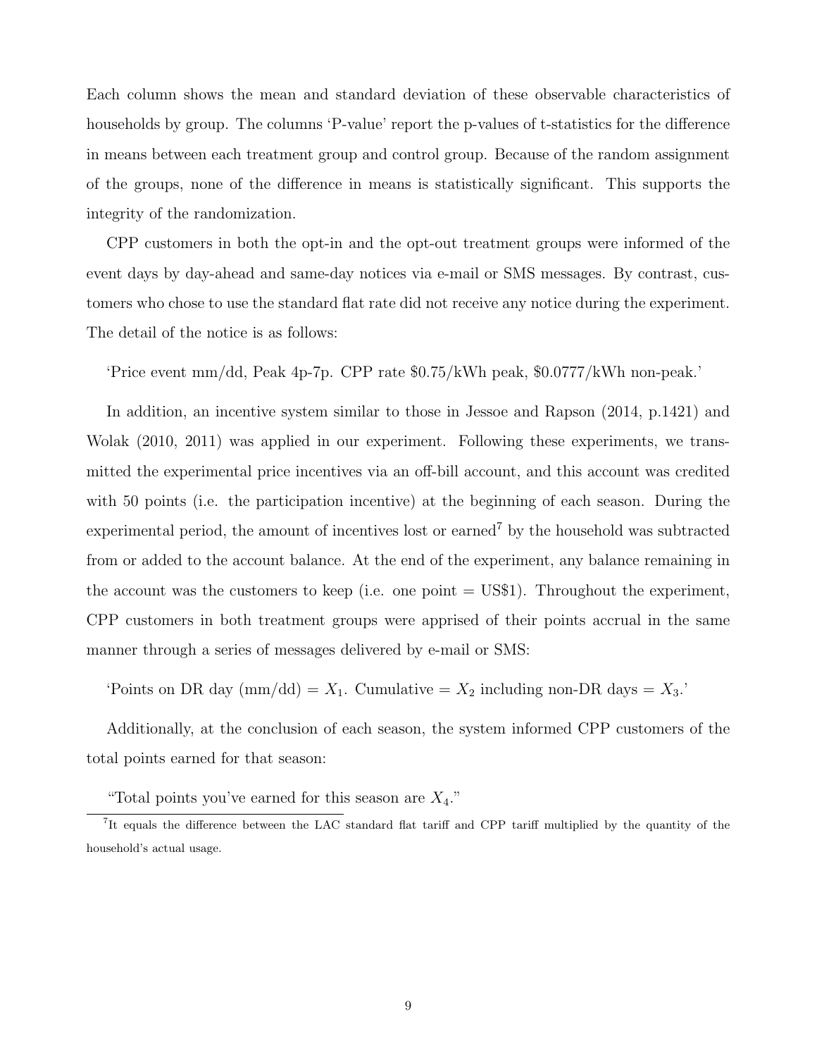Each column shows the mean and standard deviation of these observable characteristics of households by group. The columns 'P-value' report the p-values of t-statistics for the difference in means between each treatment group and control group. Because of the random assignment of the groups, none of the difference in means is statistically significant. This supports the integrity of the randomization.

CPP customers in both the opt-in and the opt-out treatment groups were informed of the event days by day-ahead and same-day notices via e-mail or SMS messages. By contrast, customers who chose to use the standard flat rate did not receive any notice during the experiment. The detail of the notice is as follows:

'Price event mm/dd, Peak 4p-7p. CPP rate $0.75/kWh peak, $0.0777/kWh non-peak.'

In addition, an incentive system similar to those in Jessoe and Rapson (2014, p.1421) and Wolak (2010, 2011) was applied in our experiment. Following these experiments, we transmitted the experimental price incentives via an off-bill account, and this account was credited with 50 points (i.e. the participation incentive) at the beginning of each season. During the experimental period, the amount of incentives lost or earned[7] by the household was subtracted from or added to the account balance. At the end of the experiment, any balance remaining in the account was the customers to keep (i.e. one point = US$1). Throughout the experiment, CPP customers in both treatment groups were apprised of their points accrual in the same manner through a series of messages delivered by e-mail or SMS:

'Points on DR day (mm/dd) = $X_1$. Cumulative = $X_2$ including non-DR days = $X_3$.'

Additionally, at the conclusion of each season, the system informed CPP customers of the total points earned for that season:

"Total points you've earned for this season are $X_4$."

[7]It equals the difference between the LAC standard flat tariff and CPP tariff multiplied by the quantity of the household's actual usage.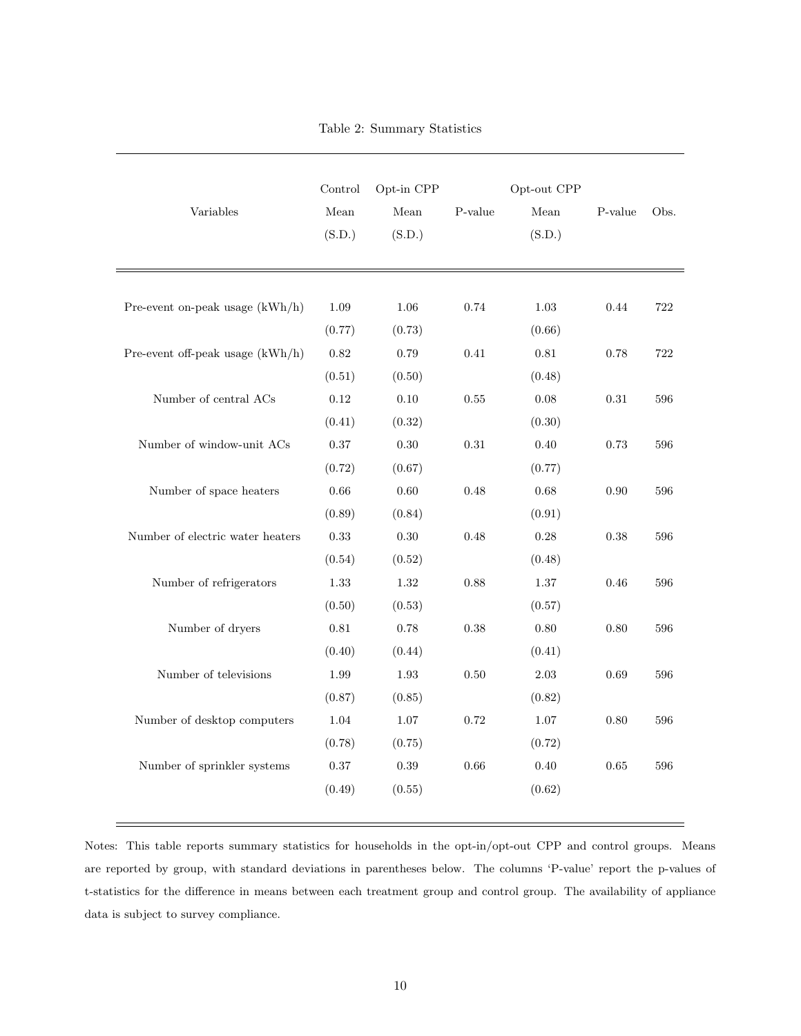Table 2: Summary Statistics

| Variables | Control Mean (S.D.) | Opt-in CPP Mean (S.D.) | P-value | Opt-out CPP Mean (S.D.) | P-value | Obs. |
|---|---|---|---|---|---|---|
| Pre-event on-peak usage (kWh/h) | 1.09 | 1.06 | 0.74 | 1.03 | 0.44 | 722 |
| | (0.77) | (0.73) | | (0.66) | | |
| Pre-event off-peak usage (kWh/h) | 0.82 | 0.79 | 0.41 | 0.81 | 0.78 | 722 |
| | (0.51) | (0.50) | | (0.48) | | |
| Number of central ACs | 0.12 | 0.10 | 0.55 | 0.08 | 0.31 | 596 |
| | (0.41) | (0.32) | | (0.30) | | |
| Number of window-unit ACs | 0.37 | 0.30 | 0.31 | 0.40 | 0.73 | 596 |
| | (0.72) | (0.67) | | (0.77) | | |
| Number of space heaters | 0.66 | 0.60 | 0.48 | 0.68 | 0.90 | 596 |
| | (0.89) | (0.84) | | (0.91) | | |
| Number of electric water heaters | 0.33 | 0.30 | 0.48 | 0.28 | 0.38 | 596 |
| | (0.54) | (0.52) | | (0.48) | | |
| Number of refrigerators | 1.33 | 1.32 | 0.88 | 1.37 | 0.46 | 596 |
| | (0.50) | (0.53) | | (0.57) | | |
| Number of dryers | 0.81 | 0.78 | 0.38 | 0.80 | 0.80 | 596 |
| | (0.40) | (0.44) | | (0.41) | | |
| Number of televisions | 1.99 | 1.93 | 0.50 | 2.03 | 0.69 | 596 |
| | (0.87) | (0.85) | | (0.82) | | |
| Number of desktop computers | 1.04 | 1.07 | 0.72 | 1.07 | 0.80 | 596 |
| | (0.78) | (0.75) | | (0.72) | | |
| Number of sprinkler systems | 0.37 | 0.39 | 0.66 | 0.40 | 0.65 | 596 |
| | (0.49) | (0.55) | | (0.62) | | |

Notes: This table reports summary statistics for households in the opt-in/opt-out CPP and control groups. Means are reported by group, with standard deviations in parentheses below. The columns 'P-value' report the p-values of t-statistics for the difference in means between each treatment group and control group. The availability of appliance data is subject to survey compliance.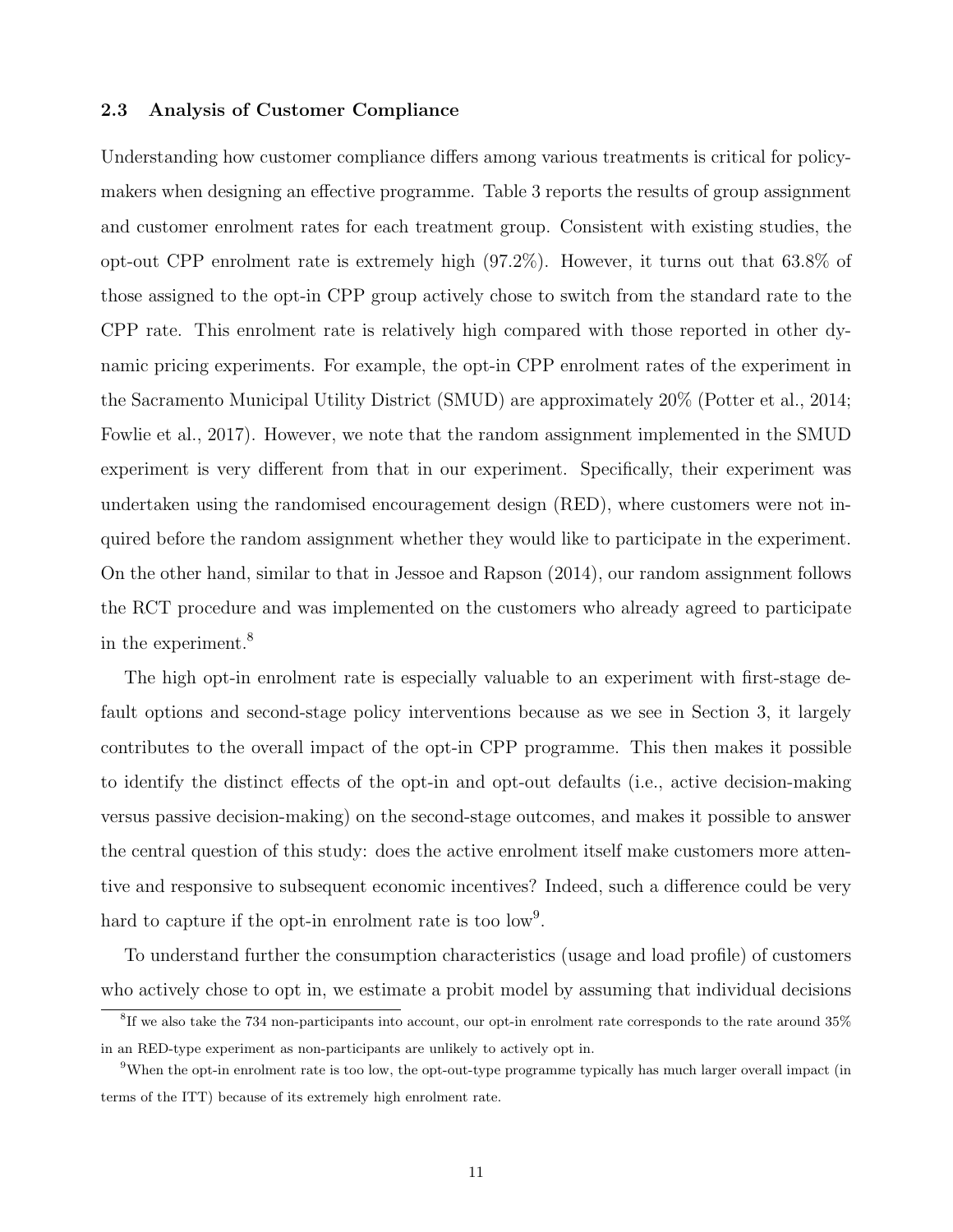### 2.3 Analysis of Customer Compliance

Understanding how customer compliance differs among various treatments is critical for policy-makers when designing an effective programme. Table 3 reports the results of group assignment and customer enrolment rates for each treatment group. Consistent with existing studies, the opt-out CPP enrolment rate is extremely high (97.2%). However, it turns out that 63.8% of those assigned to the opt-in CPP group actively chose to switch from the standard rate to the CPP rate. This enrolment rate is relatively high compared with those reported in other dynamic pricing experiments. For example, the opt-in CPP enrolment rates of the experiment in the Sacramento Municipal Utility District (SMUD) are approximately 20% (Potter et al., 2014; Fowlie et al., 2017). However, we note that the random assignment implemented in the SMUD experiment is very different from that in our experiment. Specifically, their experiment was undertaken using the randomised encouragement design (RED), where customers were not inquired before the random assignment whether they would like to participate in the experiment. On the other hand, similar to that in Jessoe and Rapson (2014), our random assignment follows the RCT procedure and was implemented on the customers who already agreed to participate in the experiment.[8]

The high opt-in enrolment rate is especially valuable to an experiment with first-stage default options and second-stage policy interventions because as we see in Section 3, it largely contributes to the overall impact of the opt-in CPP programme. This then makes it possible to identify the distinct effects of the opt-in and opt-out defaults (i.e., active decision-making versus passive decision-making) on the second-stage outcomes, and makes it possible to answer the central question of this study: does the active enrolment itself make customers more attentive and responsive to subsequent economic incentives? Indeed, such a difference could be very hard to capture if the opt-in enrolment rate is too low[9].

To understand further the consumption characteristics (usage and load profile) of customers who actively chose to opt in, we estimate a probit model by assuming that individual decisions

[8] If we also take the 734 non-participants into account, our opt-in enrolment rate corresponds to the rate around 35% in an RED-type experiment as non-participants are unlikely to actively opt in.

[9] When the opt-in enrolment rate is too low, the opt-out-type programme typically has much larger overall impact (in terms of the ITT) because of its extremely high enrolment rate.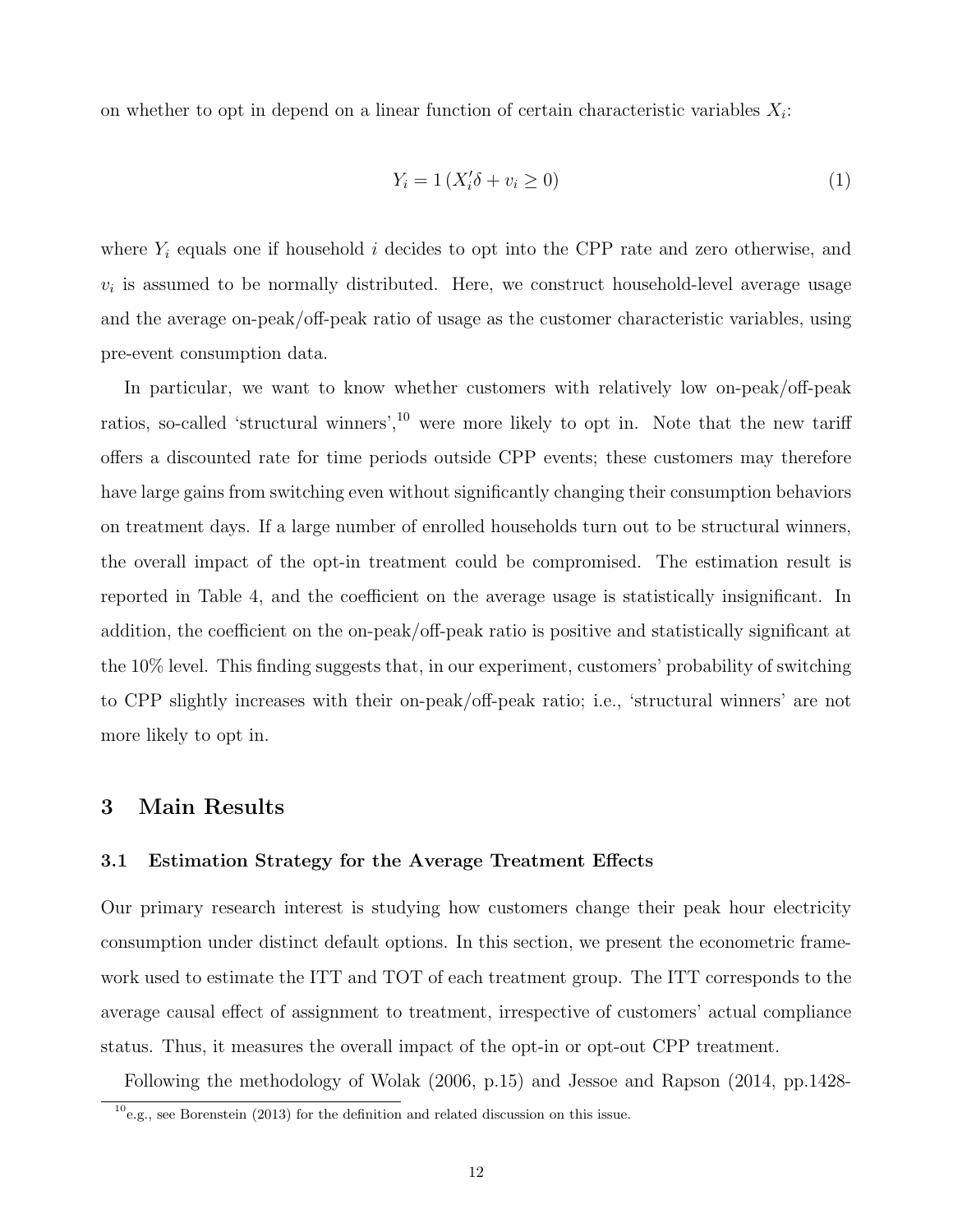on whether to opt in depend on a linear function of certain characteristic variables $X_i$:

$$Y_i = 1\left(X_i'\delta + v_i \geq 0\right) \tag{1}$$

where $Y_i$ equals one if household $i$ decides to opt into the CPP rate and zero otherwise, and $v_i$ is assumed to be normally distributed. Here, we construct household-level average usage and the average on-peak/off-peak ratio of usage as the customer characteristic variables, using pre-event consumption data.

In particular, we want to know whether customers with relatively low on-peak/off-peak ratios, so-called 'structural winners',[10] were more likely to opt in. Note that the new tariff offers a discounted rate for time periods outside CPP events; these customers may therefore have large gains from switching even without significantly changing their consumption behaviors on treatment days. If a large number of enrolled households turn out to be structural winners, the overall impact of the opt-in treatment could be compromised. The estimation result is reported in Table 4, and the coefficient on the average usage is statistically insignificant. In addition, the coefficient on the on-peak/off-peak ratio is positive and statistically significant at the 10% level. This finding suggests that, in our experiment, customers' probability of switching to CPP slightly increases with their on-peak/off-peak ratio; i.e., 'structural winners' are not more likely to opt in.

## 3 Main Results

### 3.1 Estimation Strategy for the Average Treatment Effects

Our primary research interest is studying how customers change their peak hour electricity consumption under distinct default options. In this section, we present the econometric framework used to estimate the ITT and TOT of each treatment group. The ITT corresponds to the average causal effect of assignment to treatment, irrespective of customers' actual compliance status. Thus, it measures the overall impact of the opt-in or opt-out CPP treatment.

Following the methodology of Wolak (2006, p.15) and Jessoe and Rapson (2014, pp.1428-

[10] e.g., see Borenstein (2013) for the definition and related discussion on this issue.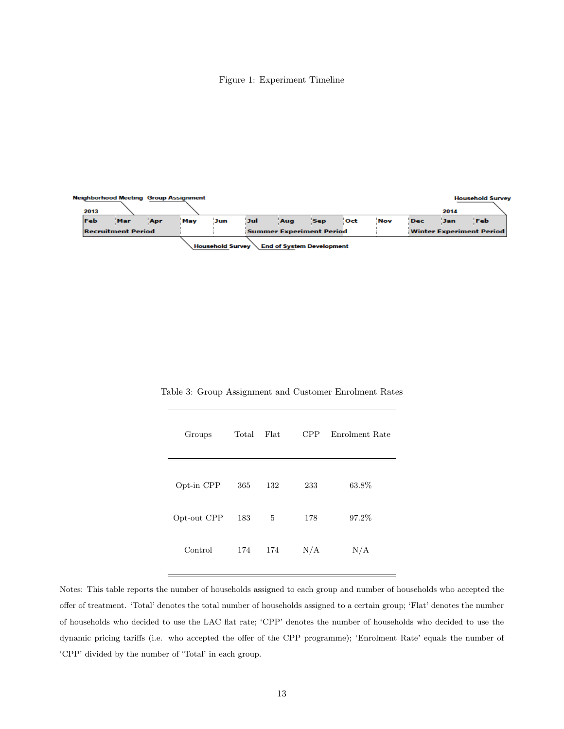Figure 1: Experiment Timeline

Table 3: Group Assignment and Customer Enrolment Rates

| Groups | Total | Flat | CPP | Enrolment Rate |
|---|---|---|---|---|
| Opt-in CPP | 365 | 132 | 233 | 63.8% |
| Opt-out CPP | 183 | 5 | 178 | 97.2% |
| Control | 174 | 174 | N/A | N/A |

Notes: This table reports the number of households assigned to each group and number of households who accepted the offer of treatment. 'Total' denotes the total number of households assigned to a certain group; 'Flat' denotes the number of households who decided to use the LAC flat rate; 'CPP' denotes the number of households who decided to use the dynamic pricing tariffs (i.e. who accepted the offer of the CPP programme); 'Enrolment Rate' equals the number of 'CPP' divided by the number of 'Total' in each group.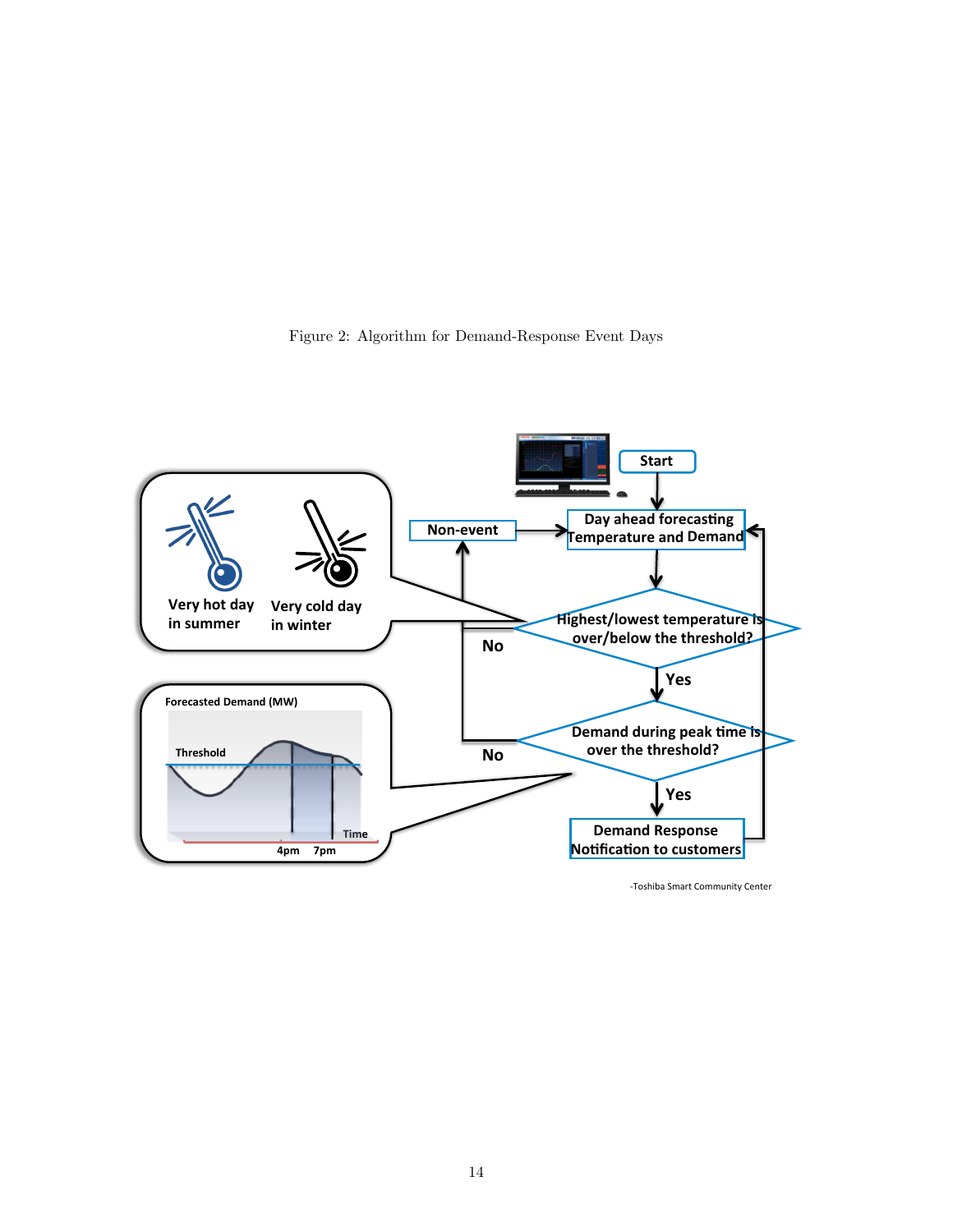Figure 2: Algorithm for Demand-Response Event Days

Start

Day ahead forecasting Temperature and Demand

Highest/lowest temperature is over/below the threshold?

No → Non-event

Yes

Demand during peak time is over the threshold?

No → Non-event

Yes

Demand Response Notification to customers

Very hot day in summer

Very cold day in winter

Forecasted Demand (MW)

Threshold

Time

4pm 7pm

-Toshiba Smart Community Center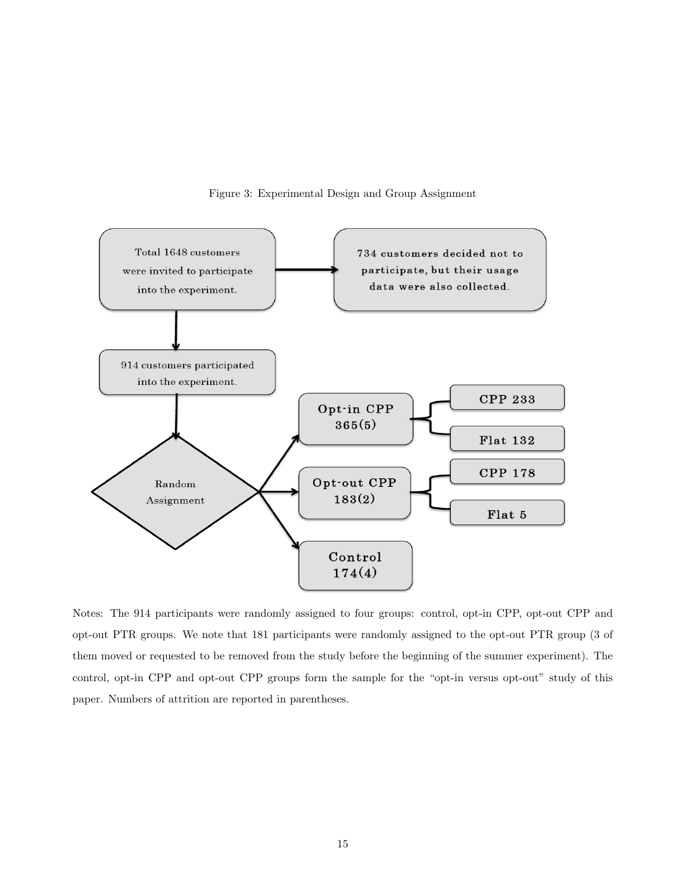Figure 3: Experimental Design and Group Assignment

Total 1648 customers were invited to participate into the experiment.

734 customers decided not to participate, but their usage data were also collected.

914 customers participated into the experiment.

Random Assignment

Opt-in CPP 365(5)

CPP 233

Flat 132

Opt-out CPP 183(2)

CPP 178

Flat 5

Control 174(4)

Notes: The 914 participants were randomly assigned to four groups: control, opt-in CPP, opt-out CPP and opt-out PTR groups. We note that 181 participants were randomly assigned to the opt-out PTR group (3 of them moved or requested to be removed from the study before the beginning of the summer experiment). The control, opt-in CPP and opt-out CPP groups form the sample for the "opt-in versus opt-out" study of this paper. Numbers of attrition are reported in parentheses.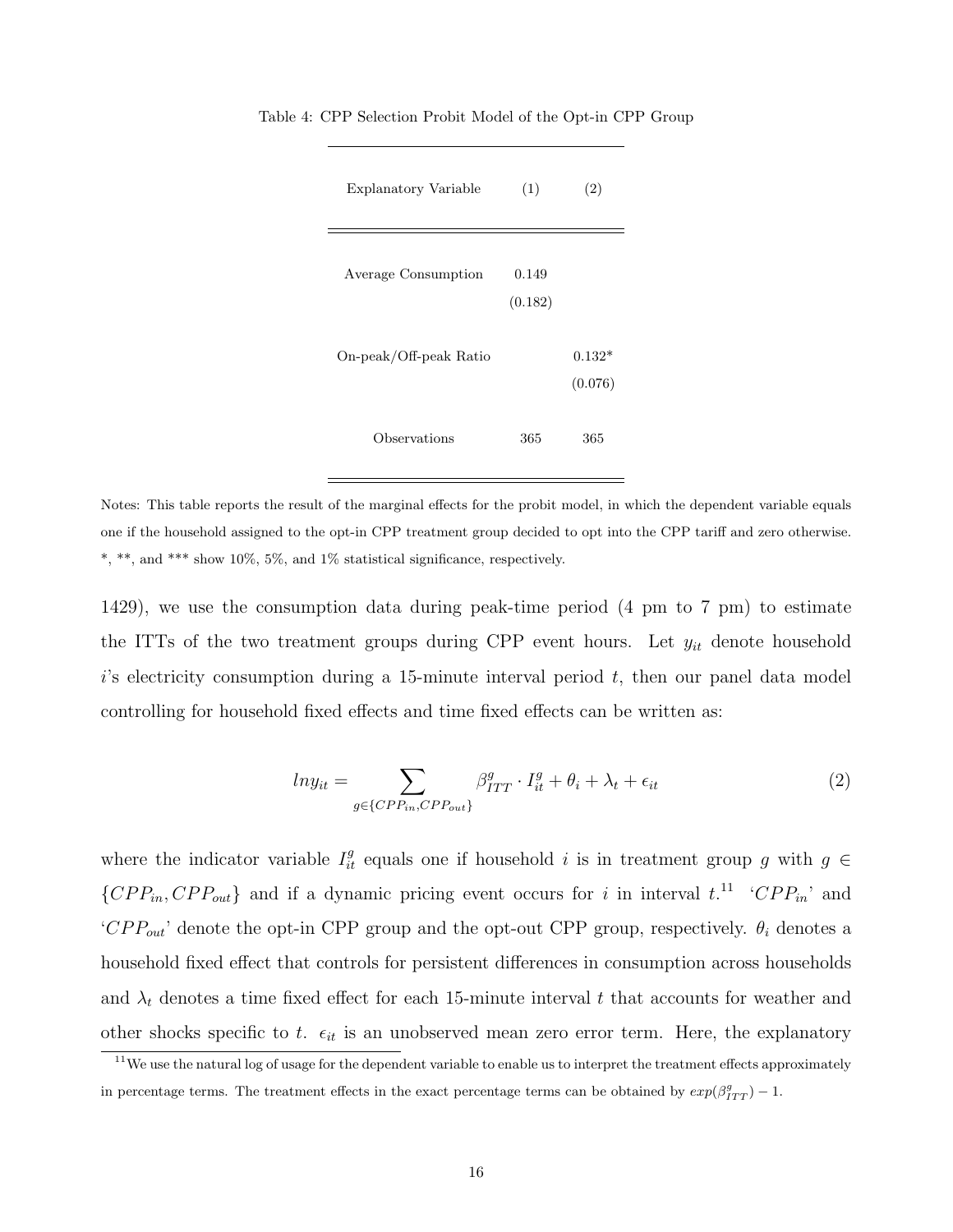Table 4: CPP Selection Probit Model of the Opt-in CPP Group

| Explanatory Variable | (1) | (2) |
|---|---|---|
| Average Consumption | 0.149 | |
| | (0.182) | |
| On-peak/Off-peak Ratio | | 0.132* |
| | | (0.076) |
| Observations | 365 | 365 |

Notes: This table reports the result of the marginal effects for the probit model, in which the dependent variable equals one if the household assigned to the opt-in CPP treatment group decided to opt into the CPP tariff and zero otherwise. *, **, and *** show 10%, 5%, and 1% statistical significance, respectively.

1429), we use the consumption data during peak-time period (4 pm to 7 pm) to estimate the ITTs of the two treatment groups during CPP event hours. Let $y_{it}$ denote household $i$'s electricity consumption during a 15-minute interval period $t$, then our panel data model controlling for household fixed effects and time fixed effects can be written as:

$$lny_{it} = \sum_{g \in \{CPP_{in}, CPP_{out}\}} \beta^{g}_{ITT} \cdot I^{g}_{it} + \theta_i + \lambda_t + \epsilon_{it} \tag{2}$$

where the indicator variable $I^{g}_{it}$ equals one if household $i$ is in treatment group $g$ with $g \in \{CPP_{in}, CPP_{out}\}$ and if a dynamic pricing event occurs for $i$ in interval $t$.[11] '$CPP_{in}$' and '$CPP_{out}$' denote the opt-in CPP group and the opt-out CPP group, respectively. $\theta_i$ denotes a household fixed effect that controls for persistent differences in consumption across households and $\lambda_t$ denotes a time fixed effect for each 15-minute interval $t$ that accounts for weather and other shocks specific to $t$. $\epsilon_{it}$ is an unobserved mean zero error term. Here, the explanatory

[11] We use the natural log of usage for the dependent variable to enable us to interpret the treatment effects approximately in percentage terms. The treatment effects in the exact percentage terms can be obtained by $exp(\beta^{g}_{ITT}) - 1$.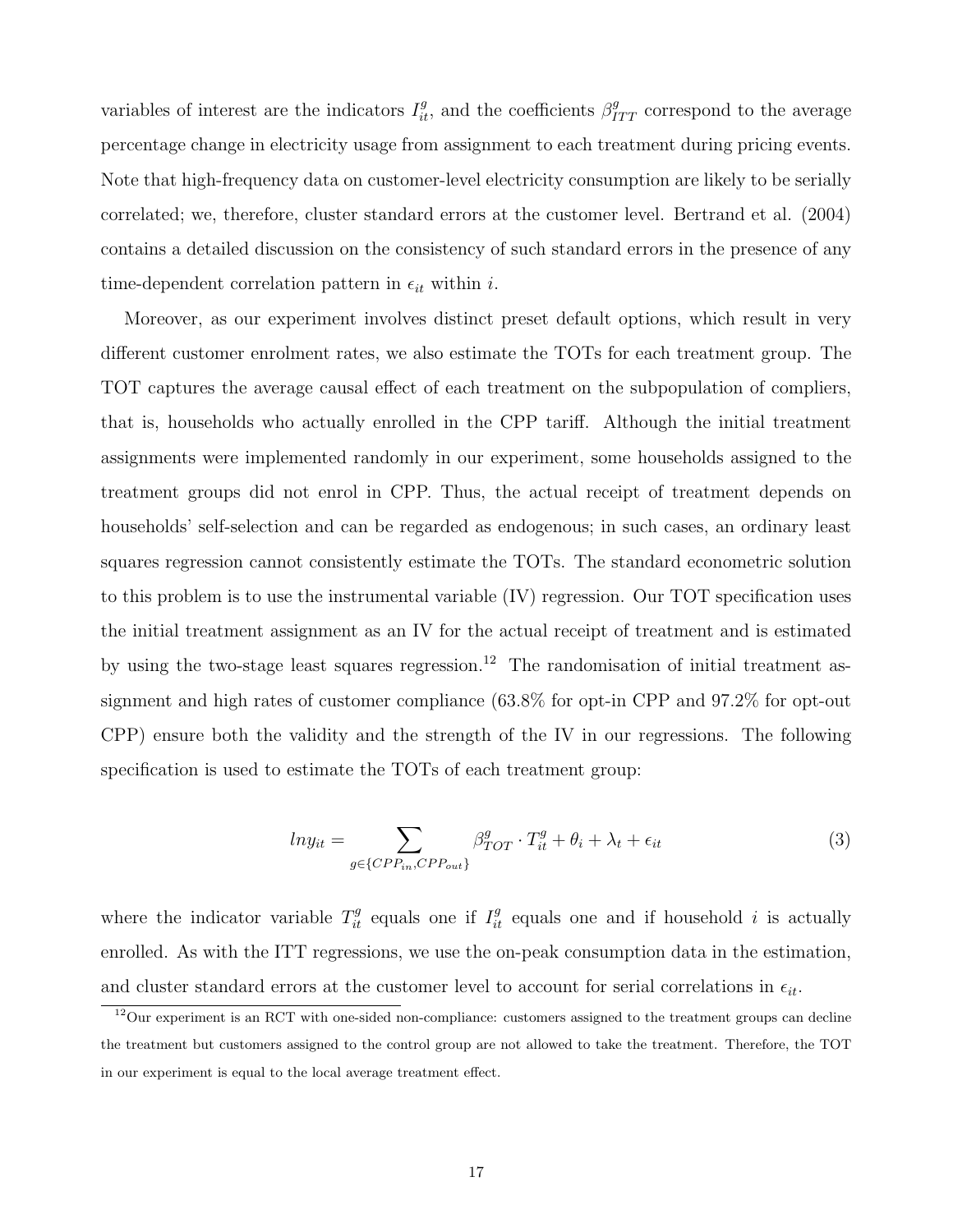variables of interest are the indicators $I_{it}^{g}$, and the coefficients $\beta_{ITT}^{g}$ correspond to the average percentage change in electricity usage from assignment to each treatment during pricing events. Note that high-frequency data on customer-level electricity consumption are likely to be serially correlated; we, therefore, cluster standard errors at the customer level. Bertrand et al. (2004) contains a detailed discussion on the consistency of such standard errors in the presence of any time-dependent correlation pattern in $\epsilon_{it}$ within $i$.

Moreover, as our experiment involves distinct preset default options, which result in very different customer enrolment rates, we also estimate the TOTs for each treatment group. The TOT captures the average causal effect of each treatment on the subpopulation of compliers, that is, households who actually enrolled in the CPP tariff. Although the initial treatment assignments were implemented randomly in our experiment, some households assigned to the treatment groups did not enrol in CPP. Thus, the actual receipt of treatment depends on households' self-selection and can be regarded as endogenous; in such cases, an ordinary least squares regression cannot consistently estimate the TOTs. The standard econometric solution to this problem is to use the instrumental variable (IV) regression. Our TOT specification uses the initial treatment assignment as an IV for the actual receipt of treatment and is estimated by using the two-stage least squares regression.[12] The randomisation of initial treatment assignment and high rates of customer compliance (63.8% for opt-in CPP and 97.2% for opt-out CPP) ensure both the validity and the strength of the IV in our regressions. The following specification is used to estimate the TOTs of each treatment group:

$$lny_{it} = \sum_{g \in \{CPP_{in}, CPP_{out}\}} \beta_{TOT}^{g} \cdot T_{it}^{g} + \theta_i + \lambda_t + \epsilon_{it} \tag{3}$$

where the indicator variable $T_{it}^{g}$ equals one if $I_{it}^{g}$ equals one and if household $i$ is actually enrolled. As with the ITT regressions, we use the on-peak consumption data in the estimation, and cluster standard errors at the customer level to account for serial correlations in $\epsilon_{it}$.

[12] Our experiment is an RCT with one-sided non-compliance: customers assigned to the treatment groups can decline the treatment but customers assigned to the control group are not allowed to take the treatment. Therefore, the TOT in our experiment is equal to the local average treatment effect.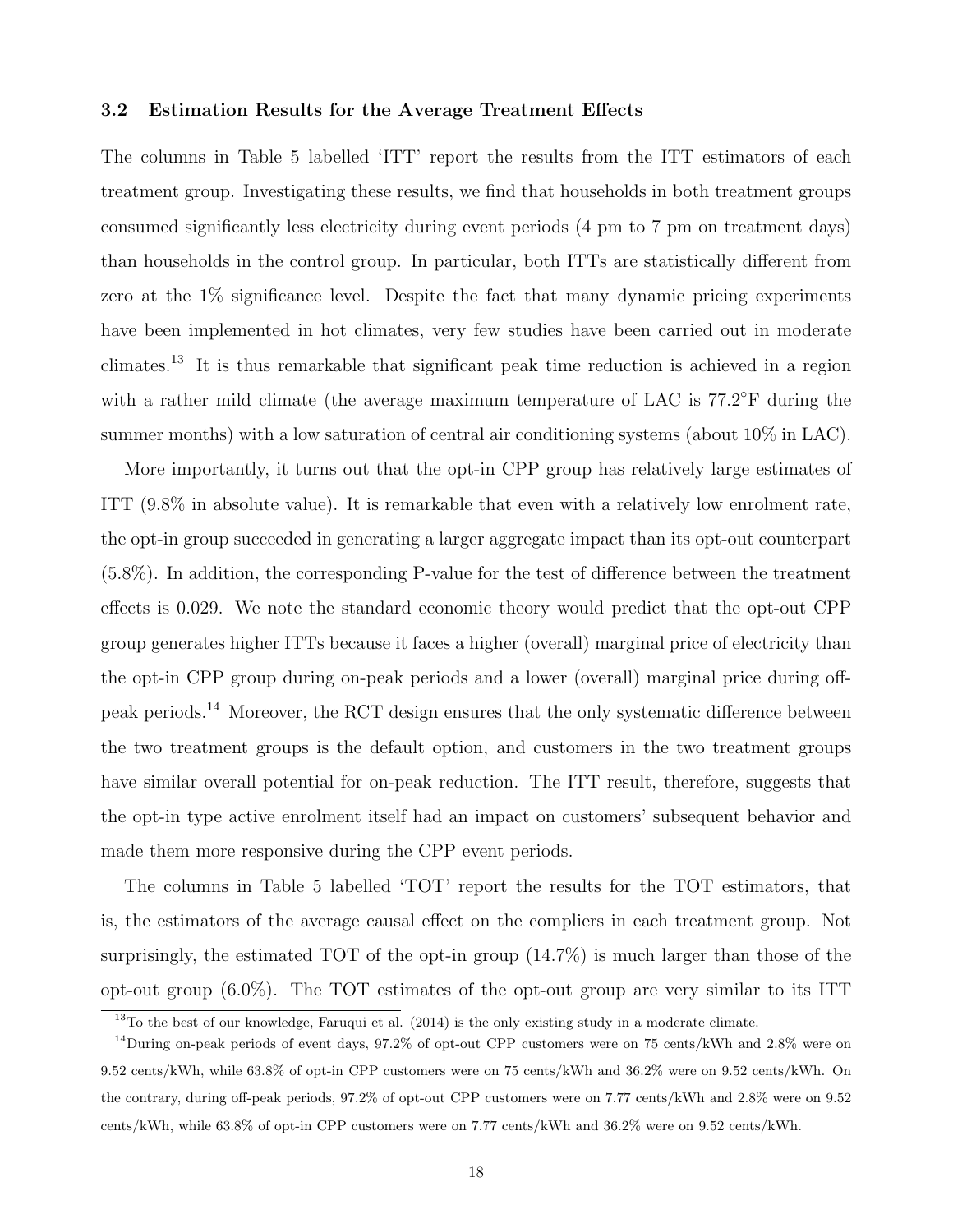### 3.2 Estimation Results for the Average Treatment Effects

The columns in Table 5 labelled 'ITT' report the results from the ITT estimators of each treatment group. Investigating these results, we find that households in both treatment groups consumed significantly less electricity during event periods (4 pm to 7 pm on treatment days) than households in the control group. In particular, both ITTs are statistically different from zero at the 1% significance level. Despite the fact that many dynamic pricing experiments have been implemented in hot climates, very few studies have been carried out in moderate climates.[13] It is thus remarkable that significant peak time reduction is achieved in a region with a rather mild climate (the average maximum temperature of LAC is 77.2°F during the summer months) with a low saturation of central air conditioning systems (about 10% in LAC).

More importantly, it turns out that the opt-in CPP group has relatively large estimates of ITT (9.8% in absolute value). It is remarkable that even with a relatively low enrolment rate, the opt-in group succeeded in generating a larger aggregate impact than its opt-out counterpart (5.8%). In addition, the corresponding P-value for the test of difference between the treatment effects is 0.029. We note the standard economic theory would predict that the opt-out CPP group generates higher ITTs because it faces a higher (overall) marginal price of electricity than the opt-in CPP group during on-peak periods and a lower (overall) marginal price during off-peak periods.[14] Moreover, the RCT design ensures that the only systematic difference between the two treatment groups is the default option, and customers in the two treatment groups have similar overall potential for on-peak reduction. The ITT result, therefore, suggests that the opt-in type active enrolment itself had an impact on customers' subsequent behavior and made them more responsive during the CPP event periods.

The columns in Table 5 labelled 'TOT' report the results for the TOT estimators, that is, the estimators of the average causal effect on the compliers in each treatment group. Not surprisingly, the estimated TOT of the opt-in group (14.7%) is much larger than those of the opt-out group (6.0%). The TOT estimates of the opt-out group are very similar to its ITT

[13] To the best of our knowledge, Faruqui et al. (2014) is the only existing study in a moderate climate.

[14] During on-peak periods of event days, 97.2% of opt-out CPP customers were on 75 cents/kWh and 2.8% were on 9.52 cents/kWh, while 63.8% of opt-in CPP customers were on 75 cents/kWh and 36.2% were on 9.52 cents/kWh. On the contrary, during off-peak periods, 97.2% of opt-out CPP customers were on 7.77 cents/kWh and 2.8% were on 9.52 cents/kWh, while 63.8% of opt-in CPP customers were on 7.77 cents/kWh and 36.2% were on 9.52 cents/kWh.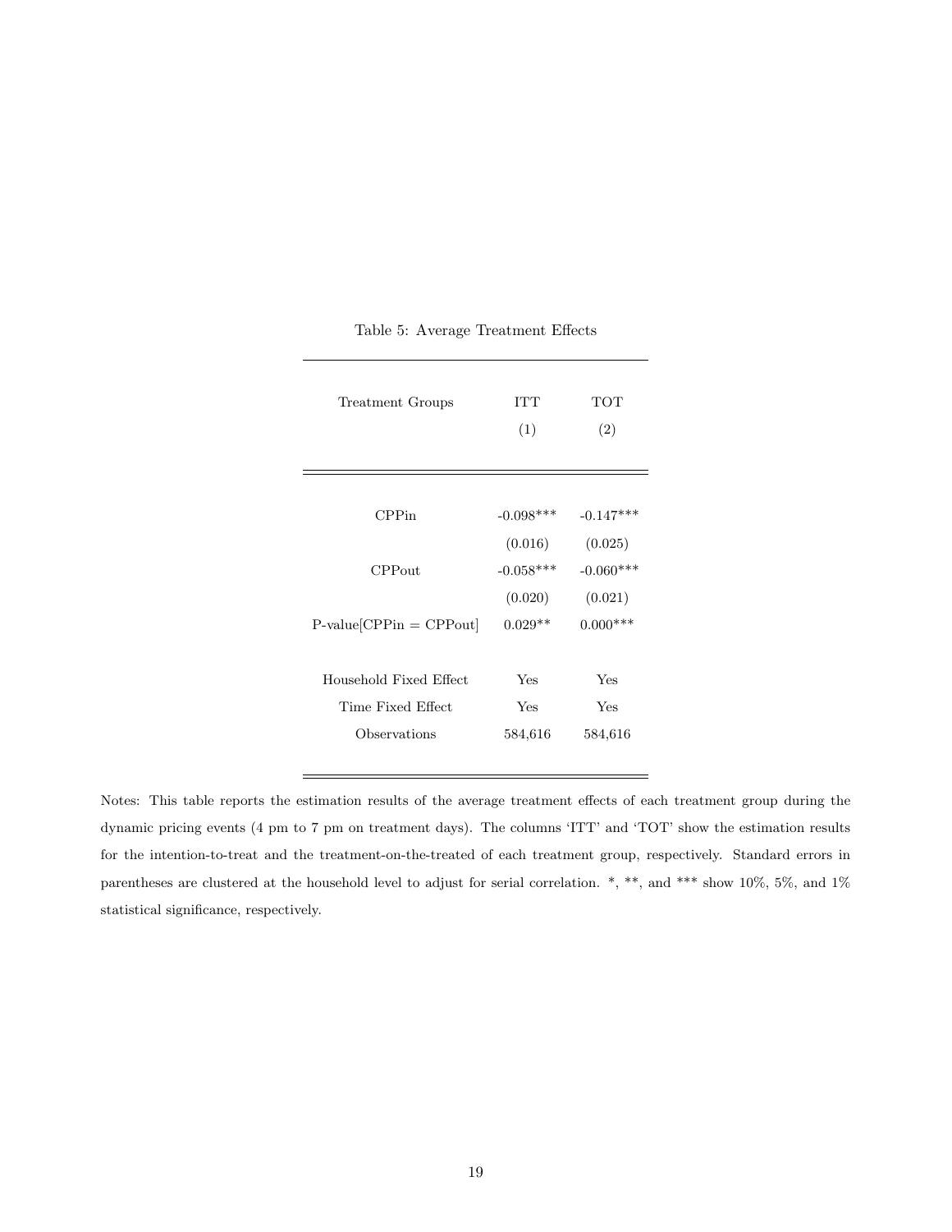Table 5: Average Treatment Effects

| Treatment Groups | ITT<br>(1) | TOT<br>(2) |
|---|---|---|
| CPPin | -0.098*** | -0.147*** |
| | (0.016) | (0.025) |
| CPPout | -0.058*** | -0.060*** |
| | (0.020) | (0.021) |
| P-value[CPPin = CPPout] | 0.029** | 0.000*** |
| | | |
| Household Fixed Effect | Yes | Yes |
| Time Fixed Effect | Yes | Yes |
| Observations | 584,616 | 584,616 |

Notes: This table reports the estimation results of the average treatment effects of each treatment group during the dynamic pricing events (4 pm to 7 pm on treatment days). The columns 'ITT' and 'TOT' show the estimation results for the intention-to-treat and the treatment-on-the-treated of each treatment group, respectively. Standard errors in parentheses are clustered at the household level to adjust for serial correlation. *, **, and *** show 10%, 5%, and 1% statistical significance, respectively.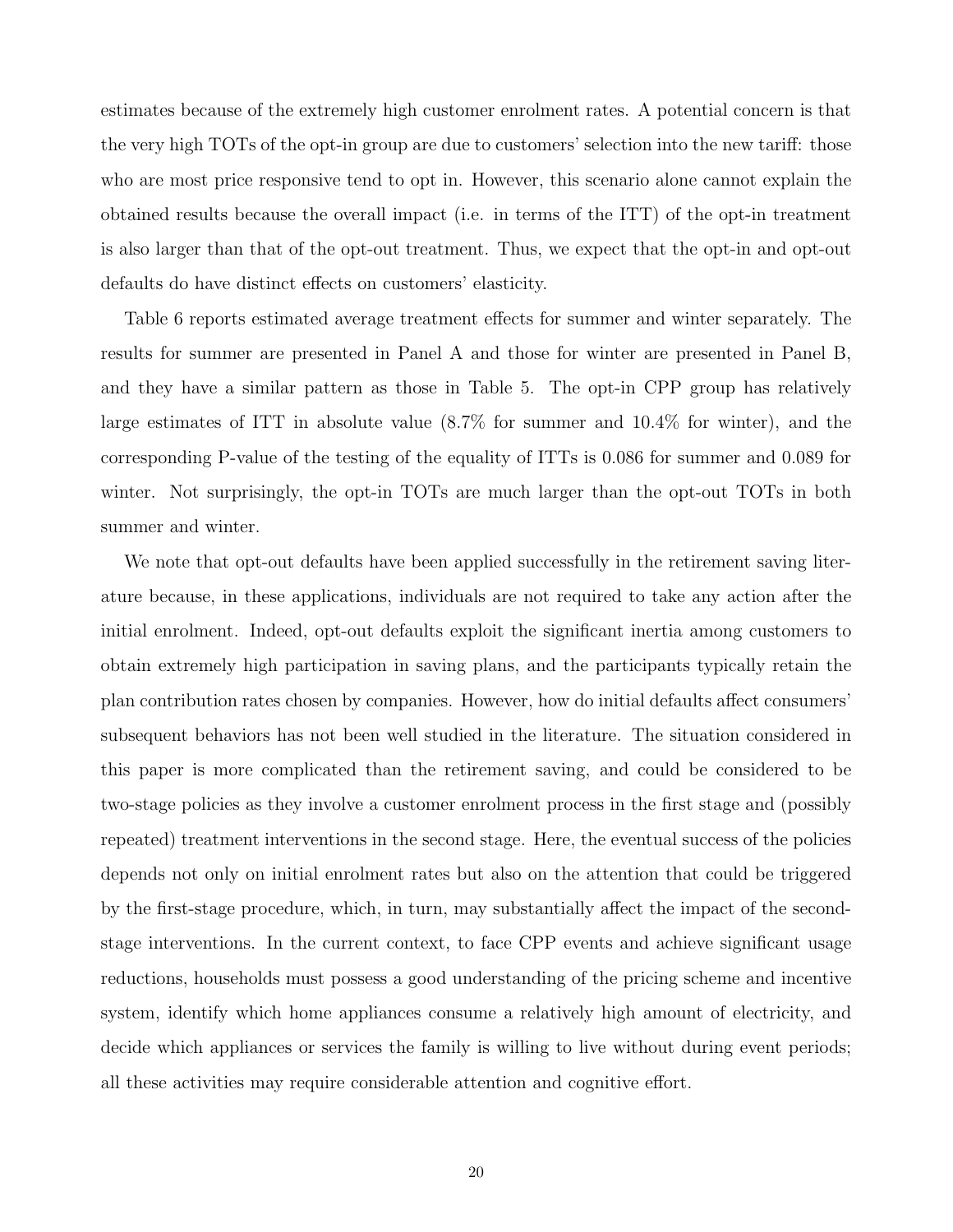estimates because of the extremely high customer enrolment rates. A potential concern is that the very high TOTs of the opt-in group are due to customers' selection into the new tariff: those who are most price responsive tend to opt in. However, this scenario alone cannot explain the obtained results because the overall impact (i.e. in terms of the ITT) of the opt-in treatment is also larger than that of the opt-out treatment. Thus, we expect that the opt-in and opt-out defaults do have distinct effects on customers' elasticity.

Table 6 reports estimated average treatment effects for summer and winter separately. The results for summer are presented in Panel A and those for winter are presented in Panel B, and they have a similar pattern as those in Table 5. The opt-in CPP group has relatively large estimates of ITT in absolute value (8.7% for summer and 10.4% for winter), and the corresponding P-value of the testing of the equality of ITTs is 0.086 for summer and 0.089 for winter. Not surprisingly, the opt-in TOTs are much larger than the opt-out TOTs in both summer and winter.

We note that opt-out defaults have been applied successfully in the retirement saving literature because, in these applications, individuals are not required to take any action after the initial enrolment. Indeed, opt-out defaults exploit the significant inertia among customers to obtain extremely high participation in saving plans, and the participants typically retain the plan contribution rates chosen by companies. However, how do initial defaults affect consumers' subsequent behaviors has not been well studied in the literature. The situation considered in this paper is more complicated than the retirement saving, and could be considered to be two-stage policies as they involve a customer enrolment process in the first stage and (possibly repeated) treatment interventions in the second stage. Here, the eventual success of the policies depends not only on initial enrolment rates but also on the attention that could be triggered by the first-stage procedure, which, in turn, may substantially affect the impact of the second-stage interventions. In the current context, to face CPP events and achieve significant usage reductions, households must possess a good understanding of the pricing scheme and incentive system, identify which home appliances consume a relatively high amount of electricity, and decide which appliances or services the family is willing to live without during event periods; all these activities may require considerable attention and cognitive effort.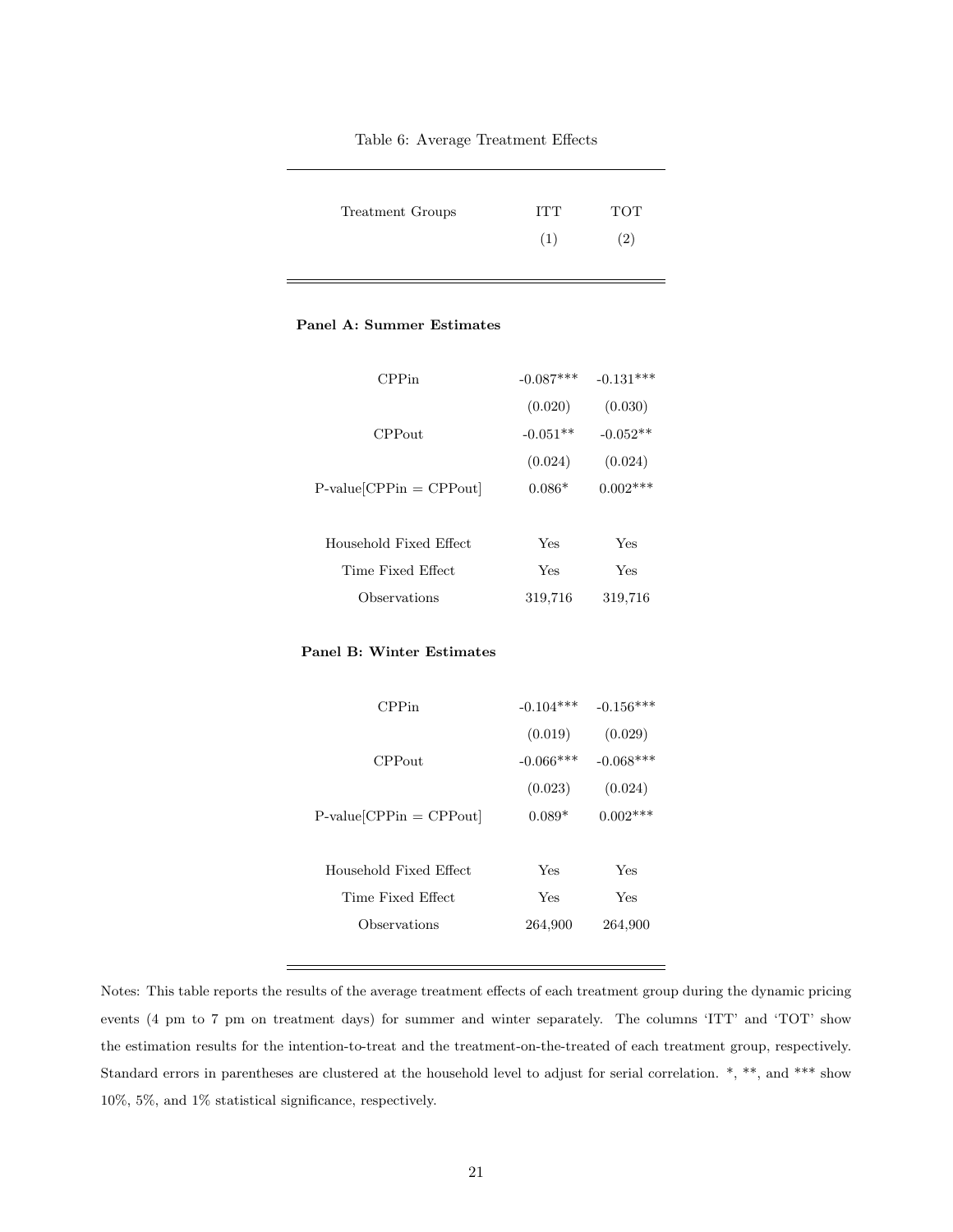Table 6: Average Treatment Effects

| Treatment Groups | ITT | TOT |
|---|---|---|
| | (1) | (2) |
| **Panel A: Summer Estimates** | | |
| CPPin | -0.087*** | -0.131*** |
| | (0.020) | (0.030) |
| CPPout | -0.051** | -0.052** |
| | (0.024) | (0.024) |
| P-value[CPPin = CPPout] | 0.086* | 0.002*** |
| Household Fixed Effect | Yes | Yes |
| Time Fixed Effect | Yes | Yes |
| Observations | 319,716 | 319,716 |
| **Panel B: Winter Estimates** | | |
| CPPin | -0.104*** | -0.156*** |
| | (0.019) | (0.029) |
| CPPout | -0.066*** | -0.068*** |
| | (0.023) | (0.024) |
| P-value[CPPin = CPPout] | 0.089* | 0.002*** |
| Household Fixed Effect | Yes | Yes |
| Time Fixed Effect | Yes | Yes |
| Observations | 264,900 | 264,900 |

Notes: This table reports the results of the average treatment effects of each treatment group during the dynamic pricing events (4 pm to 7 pm on treatment days) for summer and winter separately. The columns 'ITT' and 'TOT' show the estimation results for the intention-to-treat and the treatment-on-the-treated of each treatment group, respectively. Standard errors in parentheses are clustered at the household level to adjust for serial correlation. *, **, and *** show 10%, 5%, and 1% statistical significance, respectively.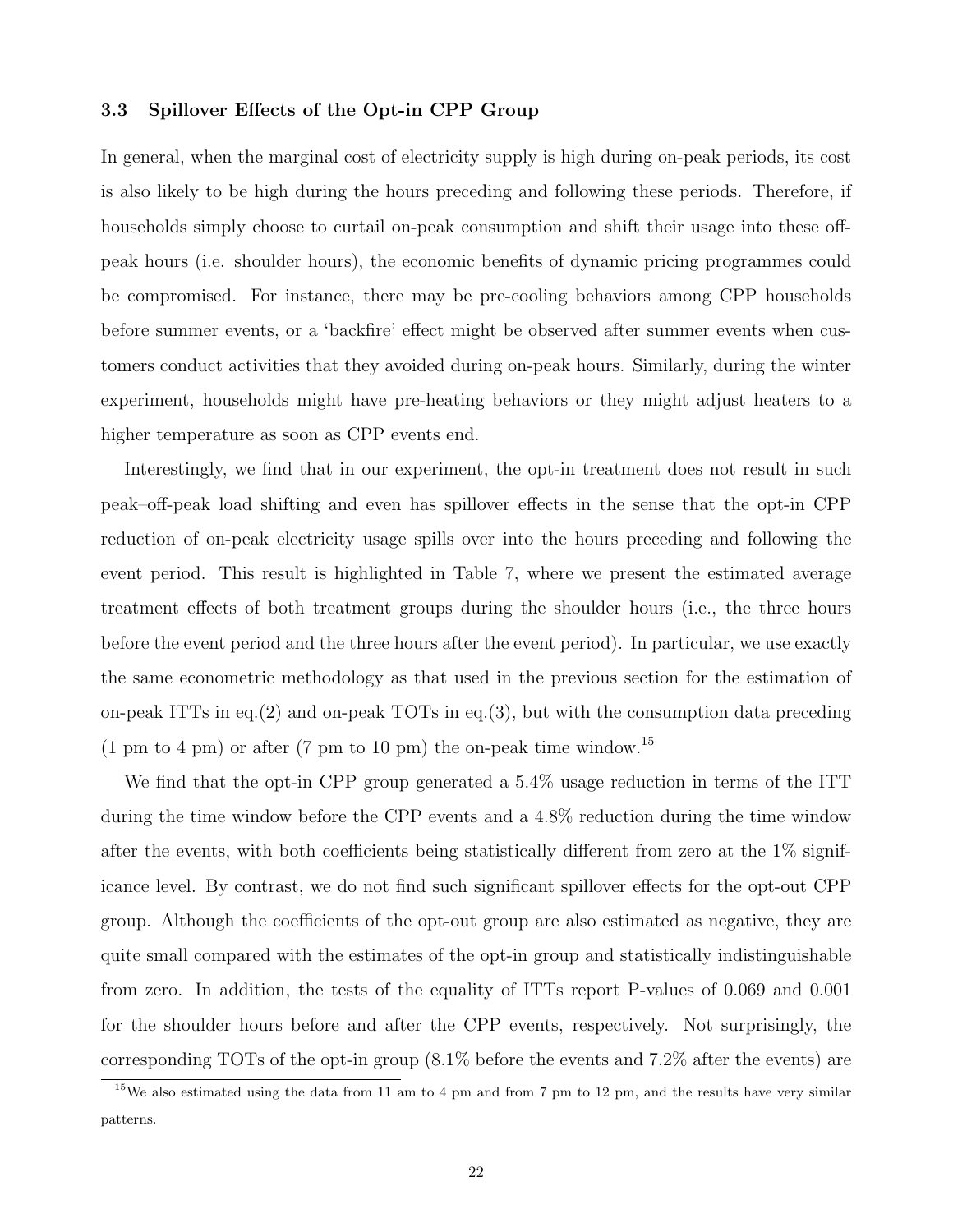### 3.3 Spillover Effects of the Opt-in CPP Group

In general, when the marginal cost of electricity supply is high during on-peak periods, its cost is also likely to be high during the hours preceding and following these periods. Therefore, if households simply choose to curtail on-peak consumption and shift their usage into these off-peak hours (i.e. shoulder hours), the economic benefits of dynamic pricing programmes could be compromised. For instance, there may be pre-cooling behaviors among CPP households before summer events, or a 'backfire' effect might be observed after summer events when customers conduct activities that they avoided during on-peak hours. Similarly, during the winter experiment, households might have pre-heating behaviors or they might adjust heaters to a higher temperature as soon as CPP events end.

Interestingly, we find that in our experiment, the opt-in treatment does not result in such peak–off-peak load shifting and even has spillover effects in the sense that the opt-in CPP reduction of on-peak electricity usage spills over into the hours preceding and following the event period. This result is highlighted in Table 7, where we present the estimated average treatment effects of both treatment groups during the shoulder hours (i.e., the three hours before the event period and the three hours after the event period). In particular, we use exactly the same econometric methodology as that used in the previous section for the estimation of on-peak ITTs in eq.(2) and on-peak TOTs in eq.(3), but with the consumption data preceding (1 pm to 4 pm) or after (7 pm to 10 pm) the on-peak time window.[15]

We find that the opt-in CPP group generated a 5.4% usage reduction in terms of the ITT during the time window before the CPP events and a 4.8% reduction during the time window after the events, with both coefficients being statistically different from zero at the 1% significance level. By contrast, we do not find such significant spillover effects for the opt-out CPP group. Although the coefficients of the opt-out group are also estimated as negative, they are quite small compared with the estimates of the opt-in group and statistically indistinguishable from zero. In addition, the tests of the equality of ITTs report P-values of 0.069 and 0.001 for the shoulder hours before and after the CPP events, respectively. Not surprisingly, the corresponding TOTs of the opt-in group (8.1% before the events and 7.2% after the events) are

[15] We also estimated using the data from 11 am to 4 pm and from 7 pm to 12 pm, and the results have very similar patterns.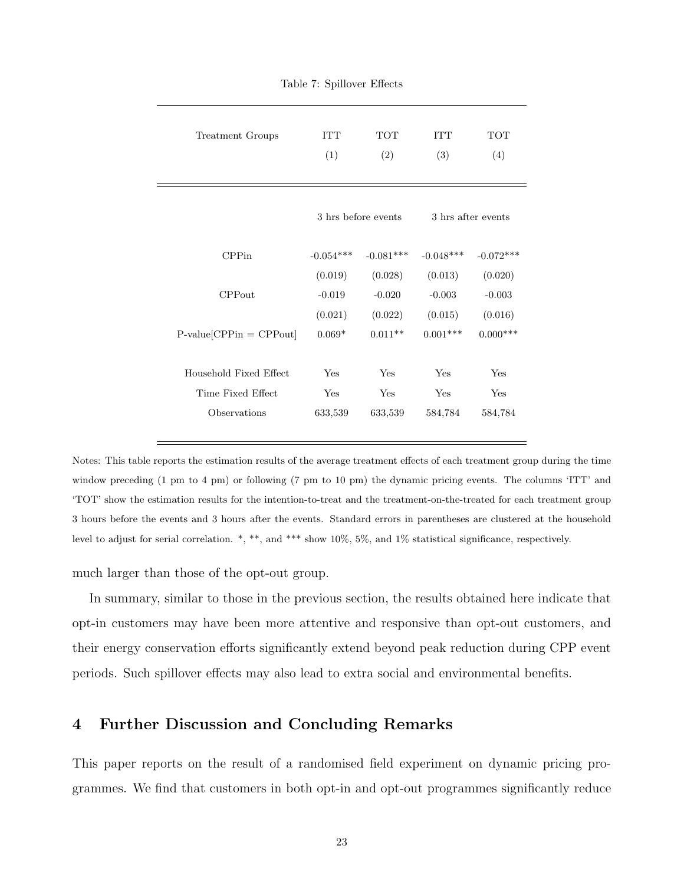Table 7: Spillover Effects

| Treatment Groups | ITT (1) | TOT (2) | ITT (3) | TOT (4) |
|---|---|---|---|---|
| | 3 hrs before events | | 3 hrs after events | |
| CPPin | -0.054*** | -0.081*** | -0.048*** | -0.072*** |
| | (0.019) | (0.028) | (0.013) | (0.020) |
| CPPout | -0.019 | -0.020 | -0.003 | -0.003 |
| | (0.021) | (0.022) | (0.015) | (0.016) |
| P-value[CPPin = CPPout] | 0.069* | 0.011** | 0.001*** | 0.000*** |
| Household Fixed Effect | Yes | Yes | Yes | Yes |
| Time Fixed Effect | Yes | Yes | Yes | Yes |
| Observations | 633,539 | 633,539 | 584,784 | 584,784 |

Notes: This table reports the estimation results of the average treatment effects of each treatment group during the time window preceding (1 pm to 4 pm) or following (7 pm to 10 pm) the dynamic pricing events. The columns 'ITT' and 'TOT' show the estimation results for the intention-to-treat and the treatment-on-the-treated for each treatment group 3 hours before the events and 3 hours after the events. Standard errors in parentheses are clustered at the household level to adjust for serial correlation. *, **, and *** show 10%, 5%, and 1% statistical significance, respectively.

much larger than those of the opt-out group.

In summary, similar to those in the previous section, the results obtained here indicate that opt-in customers may have been more attentive and responsive than opt-out customers, and their energy conservation efforts significantly extend beyond peak reduction during CPP event periods. Such spillover effects may also lead to extra social and environmental benefits.

## 4 Further Discussion and Concluding Remarks

This paper reports on the result of a randomised field experiment on dynamic pricing programmes. We find that customers in both opt-in and opt-out programmes significantly reduce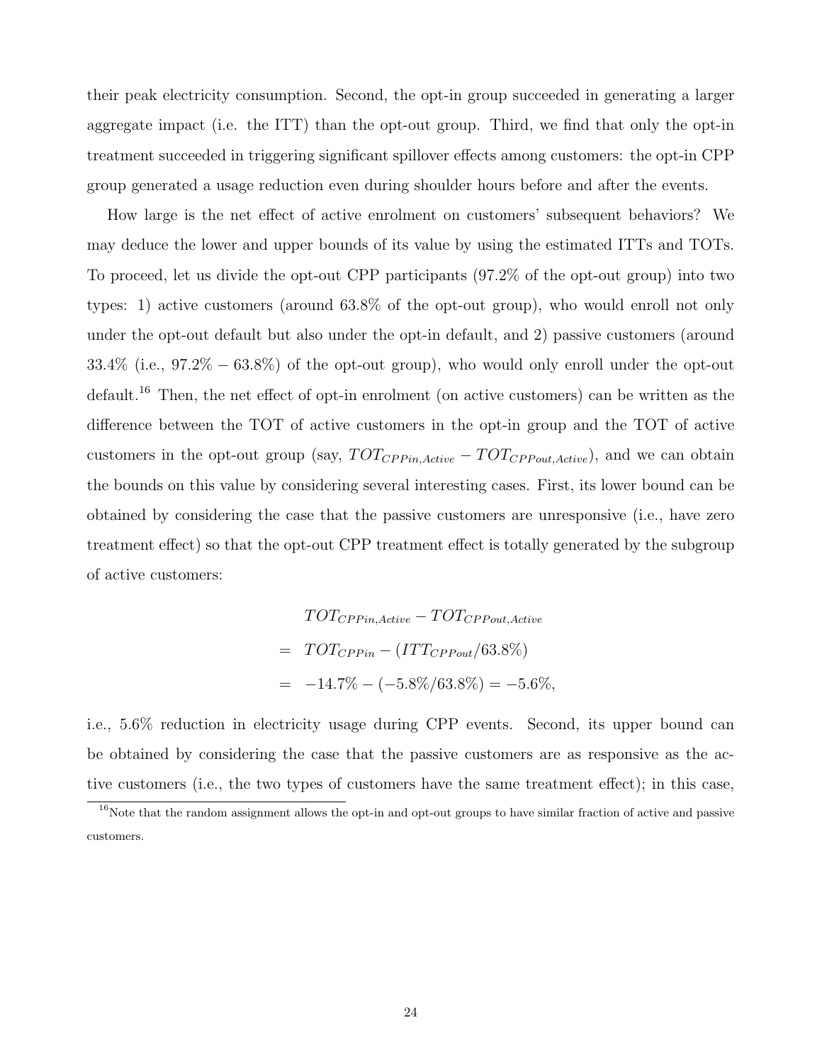their peak electricity consumption. Second, the opt-in group succeeded in generating a larger aggregate impact (i.e. the ITT) than the opt-out group. Third, we find that only the opt-in treatment succeeded in triggering significant spillover effects among customers: the opt-in CPP group generated a usage reduction even during shoulder hours before and after the events.

How large is the net effect of active enrolment on customers' subsequent behaviors? We may deduce the lower and upper bounds of its value by using the estimated ITTs and TOTs. To proceed, let us divide the opt-out CPP participants (97.2% of the opt-out group) into two types: 1) active customers (around 63.8% of the opt-out group), who would enroll not only under the opt-out default but also under the opt-in default, and 2) passive customers (around 33.4% (i.e., 97.2% − 63.8%) of the opt-out group), who would only enroll under the opt-out default.[16] Then, the net effect of opt-in enrolment (on active customers) can be written as the difference between the TOT of active customers in the opt-in group and the TOT of active customers in the opt-out group (say, $TOT_{CPPin,Active} - TOT_{CPPout,Active}$), and we can obtain the bounds on this value by considering several interesting cases. First, its lower bound can be obtained by considering the case that the passive customers are unresponsive (i.e., have zero treatment effect) so that the opt-out CPP treatment effect is totally generated by the subgroup of active customers:

$$
\begin{aligned}
& TOT_{CPPin,Active} - TOT_{CPPout,Active} \\
= \; & TOT_{CPPin} - (ITT_{CPPout}/63.8\%) \\
= \; & -14.7\% - (-5.8\%/63.8\%) = -5.6\%,
\end{aligned}
$$

i.e., 5.6% reduction in electricity usage during CPP events. Second, its upper bound can be obtained by considering the case that the passive customers are as responsive as the active customers (i.e., the two types of customers have the same treatment effect); in this case,

[16] Note that the random assignment allows the opt-in and opt-out groups to have similar fraction of active and passive customers.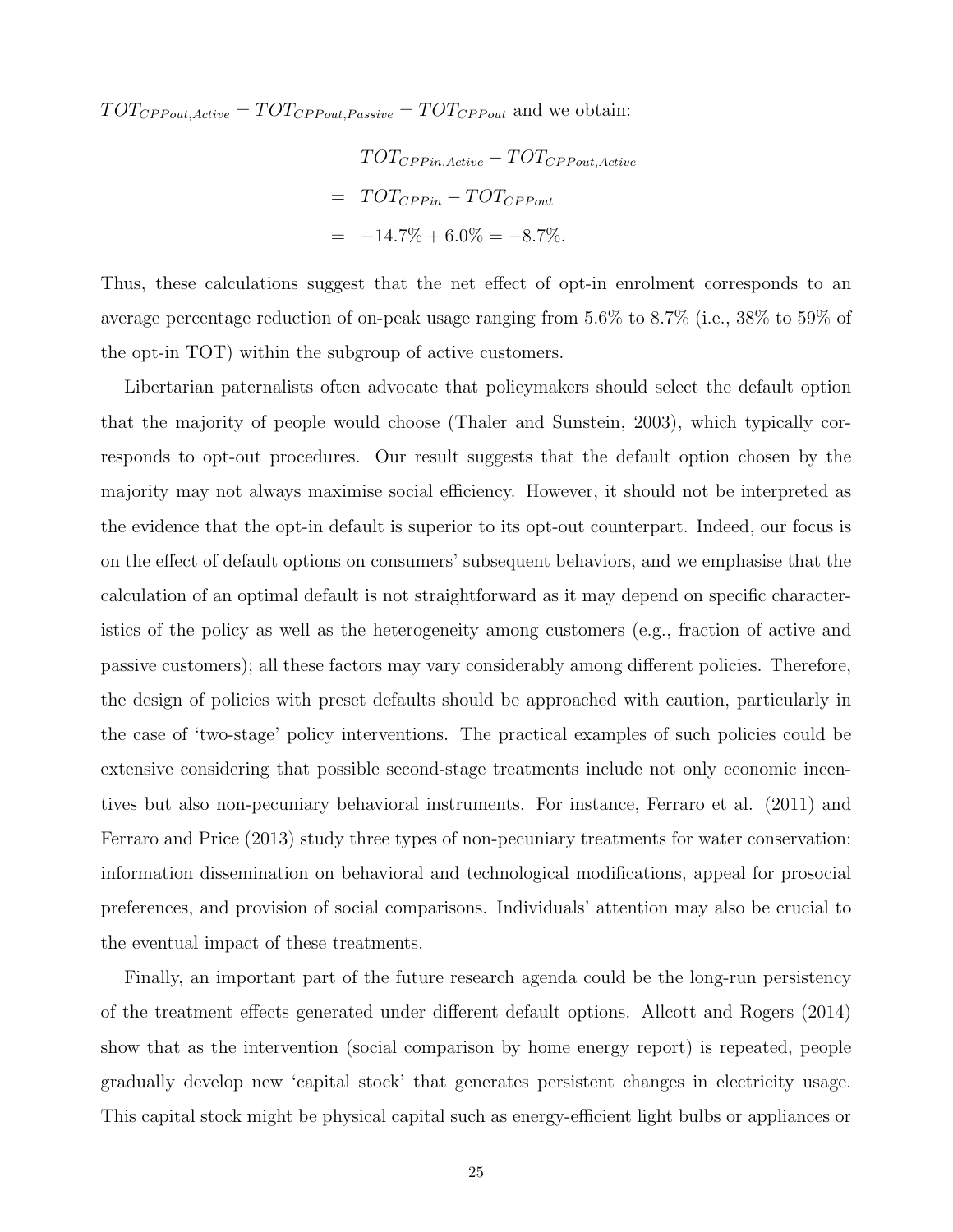$TOT_{CPPout,Active} = TOT_{CPPout,Passive} = TOT_{CPPout}$ and we obtain:

$$
\begin{aligned}
& TOT_{CPPin,Active} - TOT_{CPPout,Active} \\
= \ & TOT_{CPPin} - TOT_{CPPout} \\
= \ & -14.7\% + 6.0\% = -8.7\%.
\end{aligned}
$$

Thus, these calculations suggest that the net effect of opt-in enrolment corresponds to an average percentage reduction of on-peak usage ranging from 5.6% to 8.7% (i.e., 38% to 59% of the opt-in TOT) within the subgroup of active customers.

Libertarian paternalists often advocate that policymakers should select the default option that the majority of people would choose (Thaler and Sunstein, 2003), which typically corresponds to opt-out procedures. Our result suggests that the default option chosen by the majority may not always maximise social efficiency. However, it should not be interpreted as the evidence that the opt-in default is superior to its opt-out counterpart. Indeed, our focus is on the effect of default options on consumers' subsequent behaviors, and we emphasise that the calculation of an optimal default is not straightforward as it may depend on specific characteristics of the policy as well as the heterogeneity among customers (e.g., fraction of active and passive customers); all these factors may vary considerably among different policies. Therefore, the design of policies with preset defaults should be approached with caution, particularly in the case of 'two-stage' policy interventions. The practical examples of such policies could be extensive considering that possible second-stage treatments include not only economic incentives but also non-pecuniary behavioral instruments. For instance, Ferraro et al. (2011) and Ferraro and Price (2013) study three types of non-pecuniary treatments for water conservation: information dissemination on behavioral and technological modifications, appeal for prosocial preferences, and provision of social comparisons. Individuals' attention may also be crucial to the eventual impact of these treatments.

Finally, an important part of the future research agenda could be the long-run persistency of the treatment effects generated under different default options. Allcott and Rogers (2014) show that as the intervention (social comparison by home energy report) is repeated, people gradually develop new 'capital stock' that generates persistent changes in electricity usage. This capital stock might be physical capital such as energy-efficient light bulbs or appliances or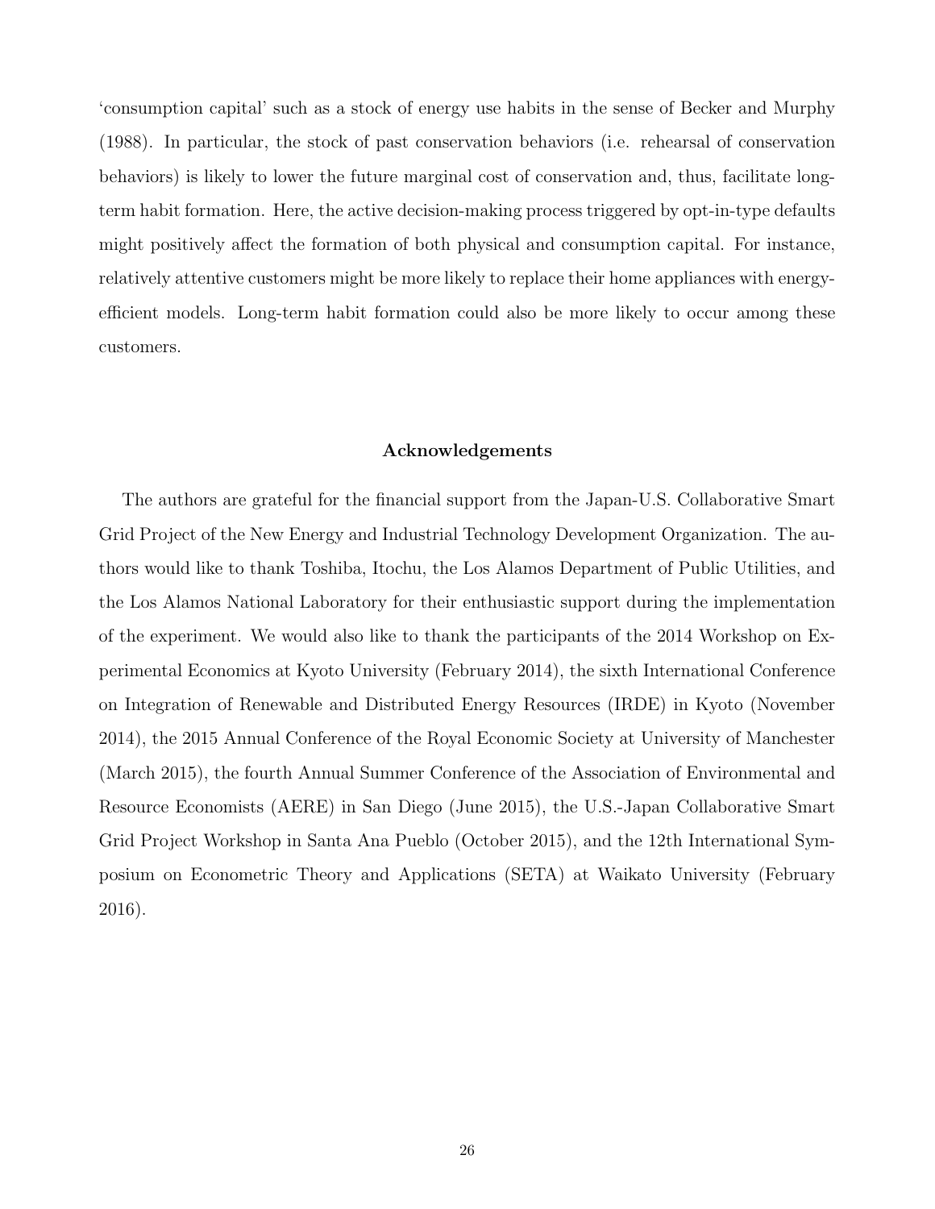'consumption capital' such as a stock of energy use habits in the sense of Becker and Murphy (1988). In particular, the stock of past conservation behaviors (i.e. rehearsal of conservation behaviors) is likely to lower the future marginal cost of conservation and, thus, facilitate long-term habit formation. Here, the active decision-making process triggered by opt-in-type defaults might positively affect the formation of both physical and consumption capital. For instance, relatively attentive customers might be more likely to replace their home appliances with energy-efficient models. Long-term habit formation could also be more likely to occur among these customers.

## Acknowledgements

The authors are grateful for the financial support from the Japan-U.S. Collaborative Smart Grid Project of the New Energy and Industrial Technology Development Organization. The authors would like to thank Toshiba, Itochu, the Los Alamos Department of Public Utilities, and the Los Alamos National Laboratory for their enthusiastic support during the implementation of the experiment. We would also like to thank the participants of the 2014 Workshop on Experimental Economics at Kyoto University (February 2014), the sixth International Conference on Integration of Renewable and Distributed Energy Resources (IRDE) in Kyoto (November 2014), the 2015 Annual Conference of the Royal Economic Society at University of Manchester (March 2015), the fourth Annual Summer Conference of the Association of Environmental and Resource Economists (AERE) in San Diego (June 2015), the U.S.-Japan Collaborative Smart Grid Project Workshop in Santa Ana Pueblo (October 2015), and the 12th International Symposium on Econometric Theory and Applications (SETA) at Waikato University (February 2016).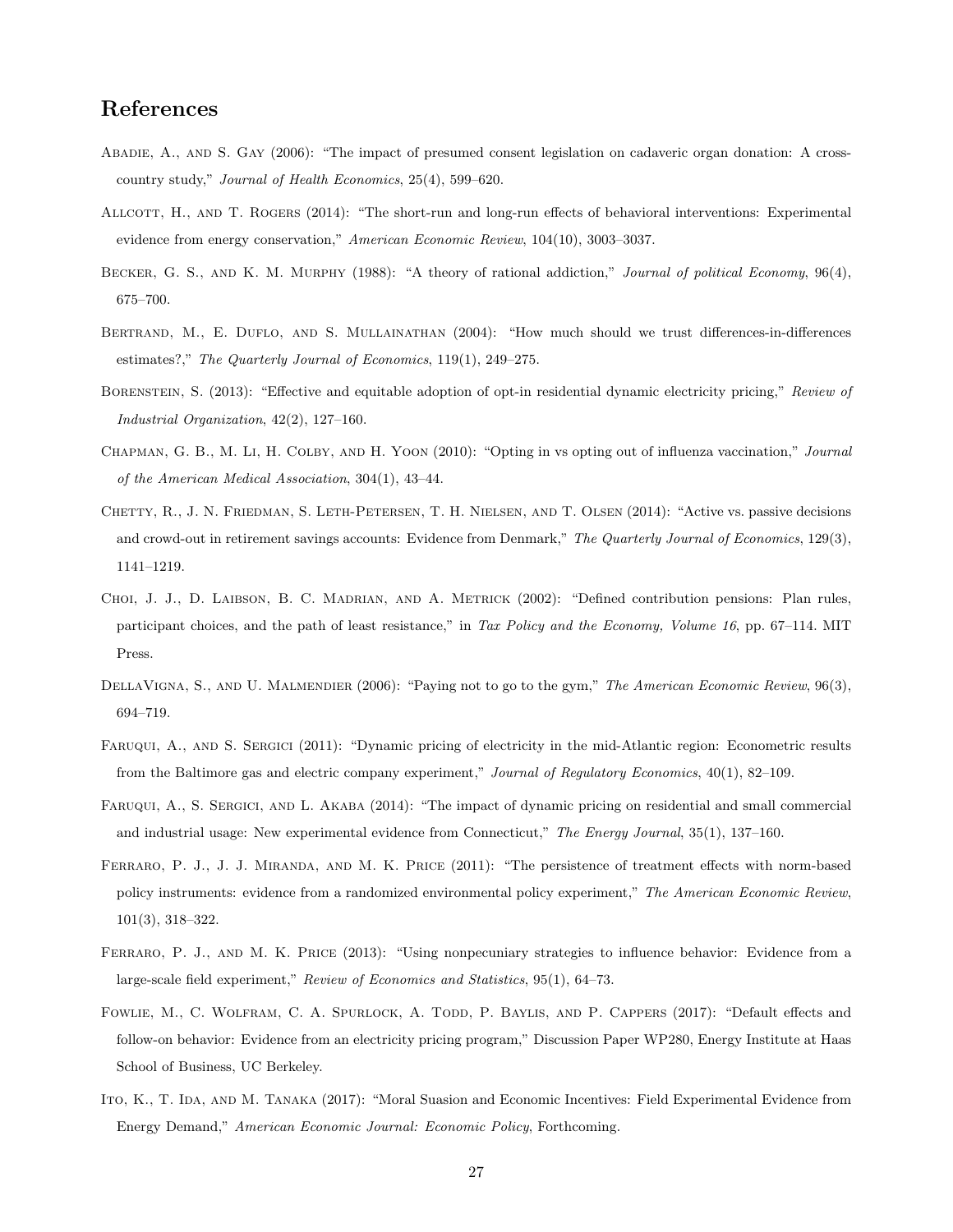## References

Abadie, A., and S. Gay (2006): "The impact of presumed consent legislation on cadaveric organ donation: A cross-country study," *Journal of Health Economics*, 25(4), 599–620.

Allcott, H., and T. Rogers (2014): "The short-run and long-run effects of behavioral interventions: Experimental evidence from energy conservation," *American Economic Review*, 104(10), 3003–3037.

Becker, G. S., and K. M. Murphy (1988): "A theory of rational addiction," *Journal of political Economy*, 96(4), 675–700.

Bertrand, M., E. Duflo, and S. Mullainathan (2004): "How much should we trust differences-in-differences estimates?," *The Quarterly Journal of Economics*, 119(1), 249–275.

Borenstein, S. (2013): "Effective and equitable adoption of opt-in residential dynamic electricity pricing," *Review of Industrial Organization*, 42(2), 127–160.

Chapman, G. B., M. Li, H. Colby, and H. Yoon (2010): "Opting in vs opting out of influenza vaccination," *Journal of the American Medical Association*, 304(1), 43–44.

Chetty, R., J. N. Friedman, S. Leth-Petersen, T. H. Nielsen, and T. Olsen (2014): "Active vs. passive decisions and crowd-out in retirement savings accounts: Evidence from Denmark," *The Quarterly Journal of Economics*, 129(3), 1141–1219.

Choi, J. J., D. Laibson, B. C. Madrian, and A. Metrick (2002): "Defined contribution pensions: Plan rules, participant choices, and the path of least resistance," in *Tax Policy and the Economy, Volume 16*, pp. 67–114. MIT Press.

DellaVigna, S., and U. Malmendier (2006): "Paying not to go to the gym," *The American Economic Review*, 96(3), 694–719.

Faruqui, A., and S. Sergici (2011): "Dynamic pricing of electricity in the mid-Atlantic region: Econometric results from the Baltimore gas and electric company experiment," *Journal of Regulatory Economics*, 40(1), 82–109.

Faruqui, A., S. Sergici, and L. Akaba (2014): "The impact of dynamic pricing on residential and small commercial and industrial usage: New experimental evidence from Connecticut," *The Energy Journal*, 35(1), 137–160.

Ferraro, P. J., J. J. Miranda, and M. K. Price (2011): "The persistence of treatment effects with norm-based policy instruments: evidence from a randomized environmental policy experiment," *The American Economic Review*, 101(3), 318–322.

Ferraro, P. J., and M. K. Price (2013): "Using nonpecuniary strategies to influence behavior: Evidence from a large-scale field experiment," *Review of Economics and Statistics*, 95(1), 64–73.

Fowlie, M., C. Wolfram, C. A. Spurlock, A. Todd, P. Baylis, and P. Cappers (2017): "Default effects and follow-on behavior: Evidence from an electricity pricing program," Discussion Paper WP280, Energy Institute at Haas School of Business, UC Berkeley.

Ito, K., T. Ida, and M. Tanaka (2017): "Moral Suasion and Economic Incentives: Field Experimental Evidence from Energy Demand," *American Economic Journal: Economic Policy*, Forthcoming.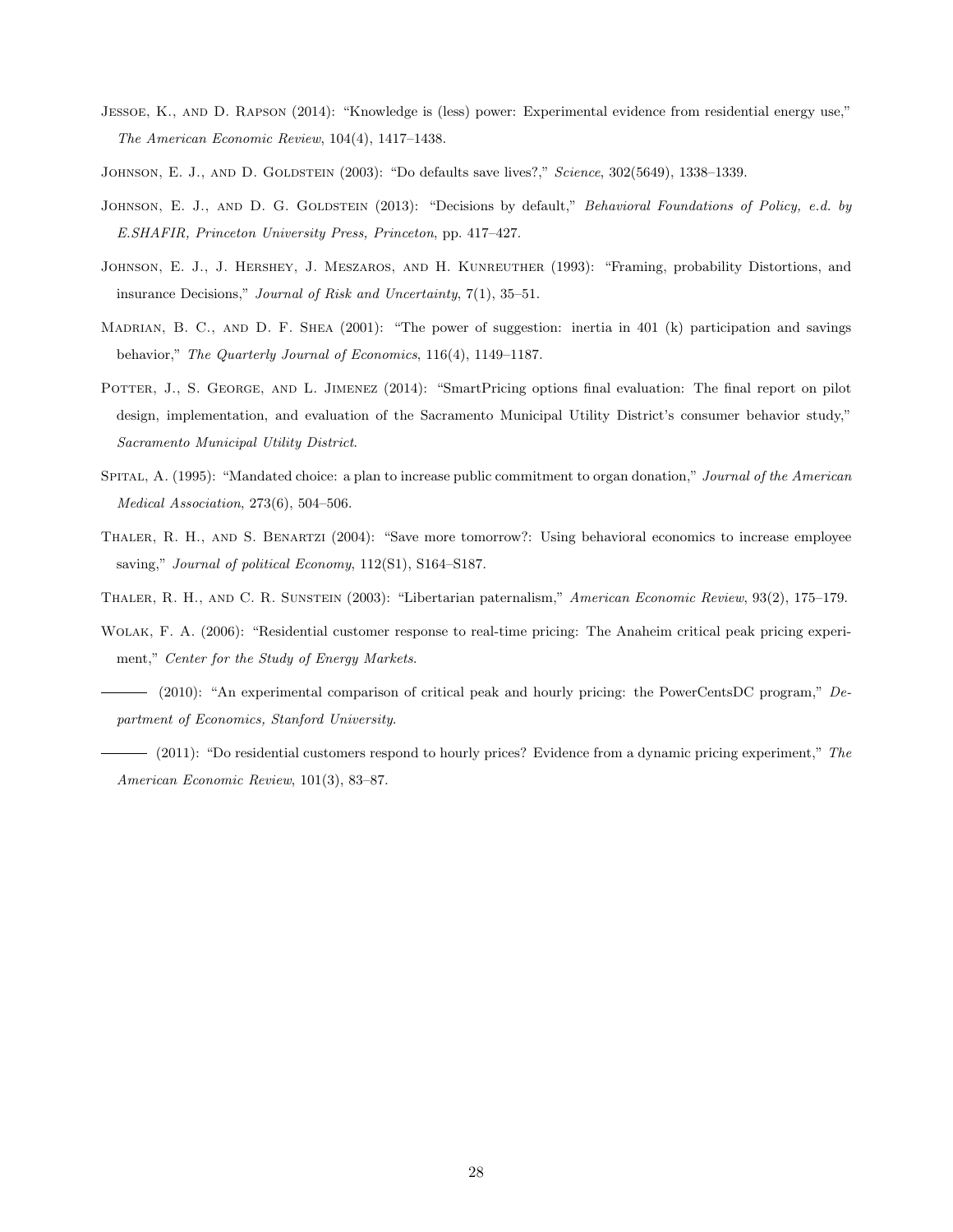Jessoe, K., and D. Rapson (2014): "Knowledge is (less) power: Experimental evidence from residential energy use," *The American Economic Review*, 104(4), 1417–1438.

Johnson, E. J., and D. Goldstein (2003): "Do defaults save lives?," *Science*, 302(5649), 1338–1339.

Johnson, E. J., and D. G. Goldstein (2013): "Decisions by default," *Behavioral Foundations of Policy, e.d. by E.SHAFIR, Princeton University Press, Princeton*, pp. 417–427.

Johnson, E. J., J. Hershey, J. Meszaros, and H. Kunreuther (1993): "Framing, probability Distortions, and insurance Decisions," *Journal of Risk and Uncertainty*, 7(1), 35–51.

Madrian, B. C., and D. F. Shea (2001): "The power of suggestion: inertia in 401 (k) participation and savings behavior," *The Quarterly Journal of Economics*, 116(4), 1149–1187.

Potter, J., S. George, and L. Jimenez (2014): "SmartPricing options final evaluation: The final report on pilot design, implementation, and evaluation of the Sacramento Municipal Utility District's consumer behavior study," *Sacramento Municipal Utility District*.

Spital, A. (1995): "Mandated choice: a plan to increase public commitment to organ donation," *Journal of the American Medical Association*, 273(6), 504–506.

Thaler, R. H., and S. Benartzi (2004): "Save more tomorrow?: Using behavioral economics to increase employee saving," *Journal of political Economy*, 112(S1), S164–S187.

Thaler, R. H., and C. R. Sunstein (2003): "Libertarian paternalism," *American Economic Review*, 93(2), 175–179.

Wolak, F. A. (2006): "Residential customer response to real-time pricing: The Anaheim critical peak pricing experiment," *Center for the Study of Energy Markets*.

——— (2010): "An experimental comparison of critical peak and hourly pricing: the PowerCentsDC program," *Department of Economics, Stanford University*.

——— (2011): "Do residential customers respond to hourly prices? Evidence from a dynamic pricing experiment," *The American Economic Review*, 101(3), 83–87.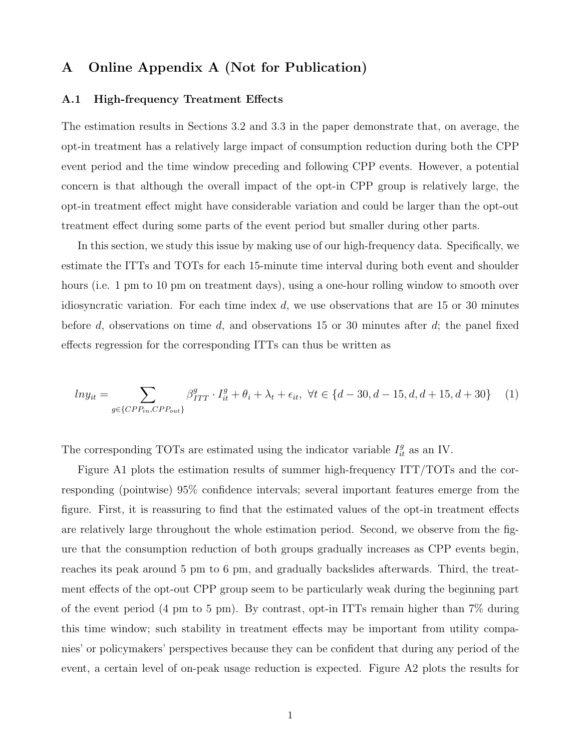# A Online Appendix A (Not for Publication)

## A.1 High-frequency Treatment Effects

The estimation results in Sections 3.2 and 3.3 in the paper demonstrate that, on average, the opt-in treatment has a relatively large impact of consumption reduction during both the CPP event period and the time window preceding and following CPP events. However, a potential concern is that although the overall impact of the opt-in CPP group is relatively large, the opt-in treatment effect might have considerable variation and could be larger than the opt-out treatment effect during some parts of the event period but smaller during other parts.

In this section, we study this issue by making use of our high-frequency data. Specifically, we estimate the ITTs and TOTs for each 15-minute time interval during both event and shoulder hours (i.e. 1 pm to 10 pm on treatment days), using a one-hour rolling window to smooth over idiosyncratic variation. For each time index $d$, we use observations that are 15 or 30 minutes before $d$, observations on time $d$, and observations 15 or 30 minutes after $d$; the panel fixed effects regression for the corresponding ITTs can thus be written as

$$lny_{it} = \sum_{g \in \{CPP_{in}, CPP_{out}\}} \beta^g_{ITT} \cdot I^g_{it} + \theta_i + \lambda_t + \epsilon_{it}, \ \forall t \in \{d-30, d-15, d, d+15, d+30\} \quad (1)$$

The corresponding TOTs are estimated using the indicator variable $I^g_{it}$ as an IV.

Figure A1 plots the estimation results of summer high-frequency ITT/TOTs and the corresponding (pointwise) 95% confidence intervals; several important features emerge from the figure. First, it is reassuring to find that the estimated values of the opt-in treatment effects are relatively large throughout the whole estimation period. Second, we observe from the figure that the consumption reduction of both groups gradually increases as CPP events begin, reaches its peak around 5 pm to 6 pm, and gradually backslides afterwards. Third, the treatment effects of the opt-out CPP group seem to be particularly weak during the beginning part of the event period (4 pm to 5 pm). By contrast, opt-in ITTs remain higher than 7% during this time window; such stability in treatment effects may be important from utility companies' or policymakers' perspectives because they can be confident that during any period of the event, a certain level of on-peak usage reduction is expected. Figure A2 plots the results for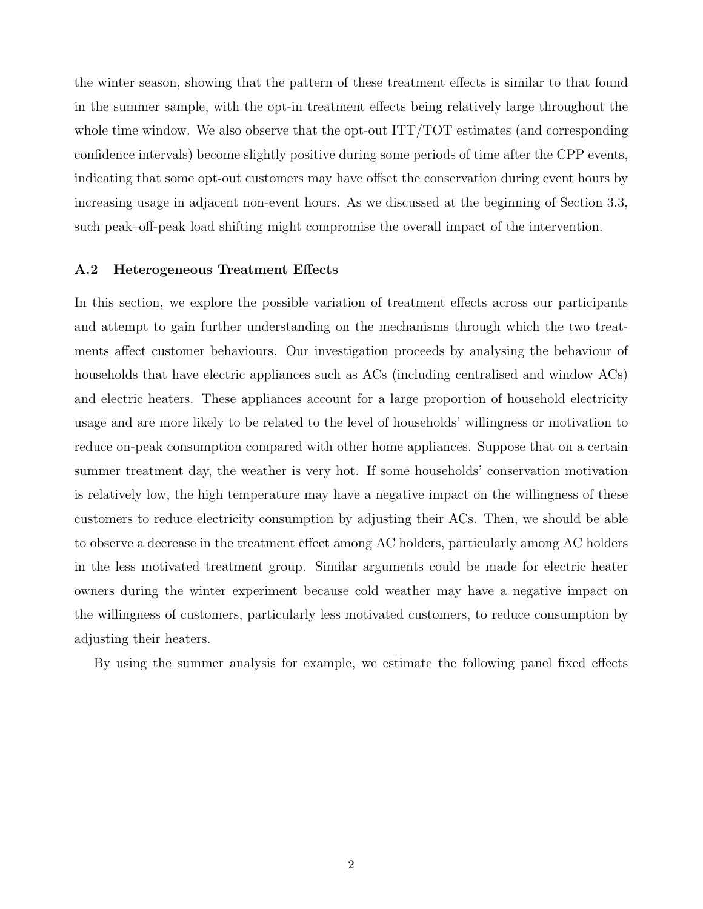the winter season, showing that the pattern of these treatment effects is similar to that found in the summer sample, with the opt-in treatment effects being relatively large throughout the whole time window. We also observe that the opt-out ITT/TOT estimates (and corresponding confidence intervals) become slightly positive during some periods of time after the CPP events, indicating that some opt-out customers may have offset the conservation during event hours by increasing usage in adjacent non-event hours. As we discussed at the beginning of Section 3.3, such peak–off-peak load shifting might compromise the overall impact of the intervention.

### A.2 Heterogeneous Treatment Effects

In this section, we explore the possible variation of treatment effects across our participants and attempt to gain further understanding on the mechanisms through which the two treatments affect customer behaviours. Our investigation proceeds by analysing the behaviour of households that have electric appliances such as ACs (including centralised and window ACs) and electric heaters. These appliances account for a large proportion of household electricity usage and are more likely to be related to the level of households' willingness or motivation to reduce on-peak consumption compared with other home appliances. Suppose that on a certain summer treatment day, the weather is very hot. If some households' conservation motivation is relatively low, the high temperature may have a negative impact on the willingness of these customers to reduce electricity consumption by adjusting their ACs. Then, we should be able to observe a decrease in the treatment effect among AC holders, particularly among AC holders in the less motivated treatment group. Similar arguments could be made for electric heater owners during the winter experiment because cold weather may have a negative impact on the willingness of customers, particularly less motivated customers, to reduce consumption by adjusting their heaters.

By using the summer analysis for example, we estimate the following panel fixed effects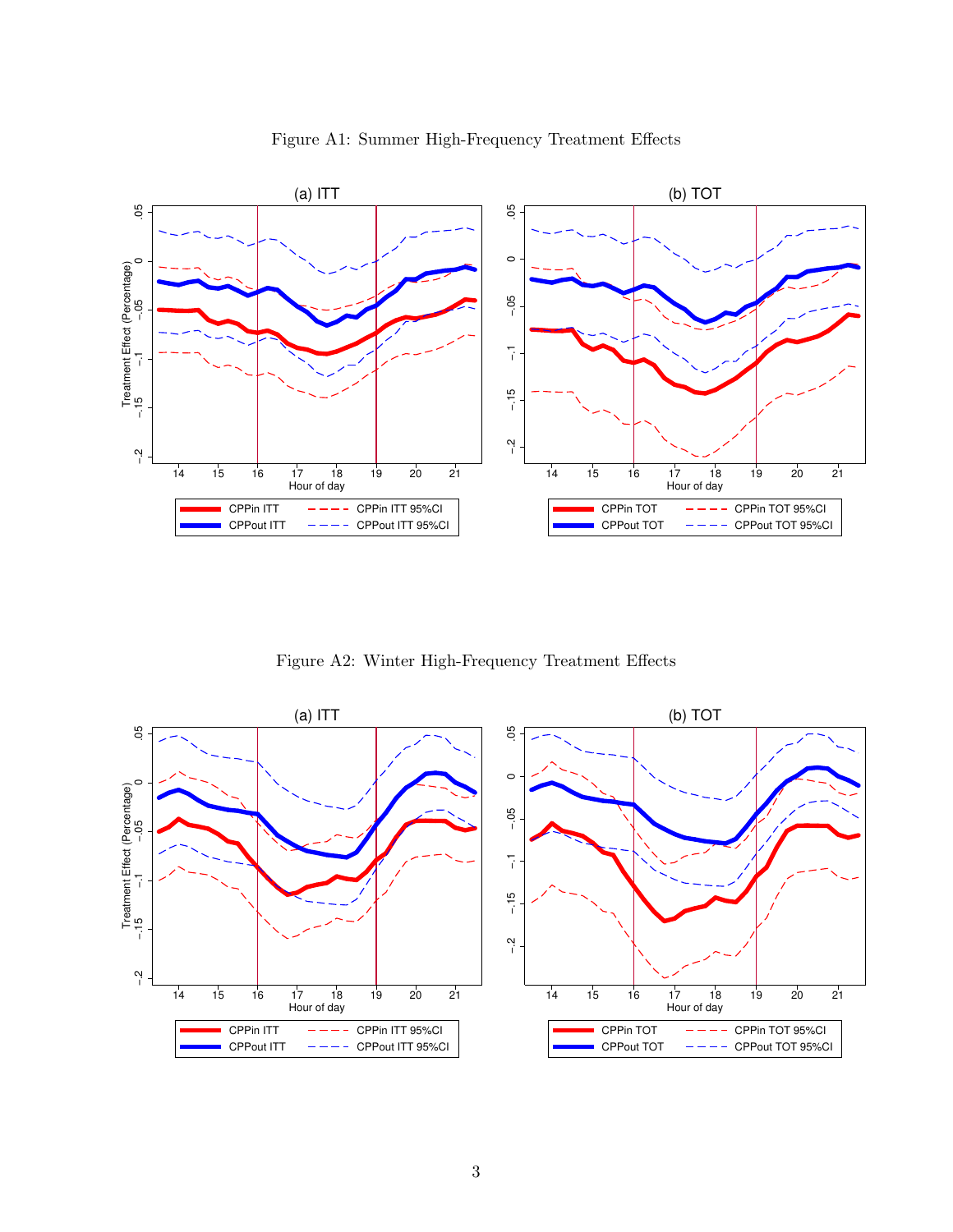Figure A1: Summer High-Frequency Treatment Effects

Figure A2: Winter High-Frequency Treatment Effects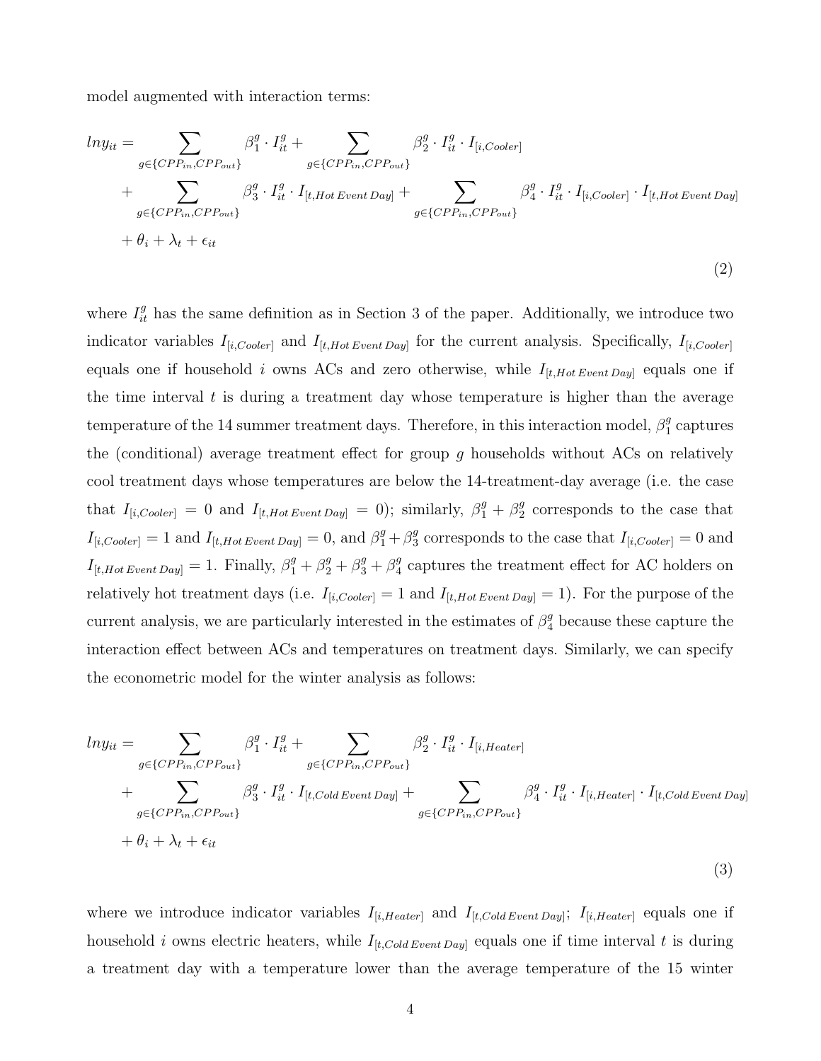model augmented with interaction terms:

$$
\begin{aligned}
lny_{it} = & \sum_{g \in \{CPP_{in}, CPP_{out}\}} \beta_1^g \cdot I_{it}^g + \sum_{g \in \{CPP_{in}, CPP_{out}\}} \beta_2^g \cdot I_{it}^g \cdot I_{[i,Cooler]} \\
& + \sum_{g \in \{CPP_{in}, CPP_{out}\}} \beta_3^g \cdot I_{it}^g \cdot I_{[t,Hot\,Event\,Day]} + \sum_{g \in \{CPP_{in}, CPP_{out}\}} \beta_4^g \cdot I_{it}^g \cdot I_{[i,Cooler]} \cdot I_{[t,Hot\,Event\,Day]} \\
& + \theta_i + \lambda_t + \epsilon_{it}
\end{aligned} \tag{2}
$$

where $I_{it}^g$ has the same definition as in Section 3 of the paper. Additionally, we introduce two indicator variables $I_{[i,Cooler]}$ and $I_{[t,Hot\,Event\,Day]}$ for the current analysis. Specifically, $I_{[i,Cooler]}$ equals one if household $i$ owns ACs and zero otherwise, while $I_{[t,Hot\,Event\,Day]}$ equals one if the time interval $t$ is during a treatment day whose temperature is higher than the average temperature of the 14 summer treatment days. Therefore, in this interaction model, $\beta_1^g$ captures the (conditional) average treatment effect for group $g$ households without ACs on relatively cool treatment days whose temperatures are below the 14-treatment-day average (i.e. the case that $I_{[i,Cooler]} = 0$ and $I_{[t,Hot\,Event\,Day]} = 0$); similarly, $\beta_1^g + \beta_2^g$ corresponds to the case that $I_{[i,Cooler]} = 1$ and $I_{[t,Hot\,Event\,Day]} = 0$, and $\beta_1^g + \beta_3^g$ corresponds to the case that $I_{[i,Cooler]} = 0$ and $I_{[t,Hot\,Event\,Day]} = 1$. Finally, $\beta_1^g + \beta_2^g + \beta_3^g + \beta_4^g$ captures the treatment effect for AC holders on relatively hot treatment days (i.e. $I_{[i,Cooler]} = 1$ and $I_{[t,Hot\,Event\,Day]} = 1$). For the purpose of the current analysis, we are particularly interested in the estimates of $\beta_4^g$ because these capture the interaction effect between ACs and temperatures on treatment days. Similarly, we can specify the econometric model for the winter analysis as follows:

$$
\begin{aligned}
lny_{it} = & \sum_{g \in \{CPP_{in}, CPP_{out}\}} \beta_1^g \cdot I_{it}^g + \sum_{g \in \{CPP_{in}, CPP_{out}\}} \beta_2^g \cdot I_{it}^g \cdot I_{[i,Heater]} \\
& + \sum_{g \in \{CPP_{in}, CPP_{out}\}} \beta_3^g \cdot I_{it}^g \cdot I_{[t,Cold\,Event\,Day]} + \sum_{g \in \{CPP_{in}, CPP_{out}\}} \beta_4^g \cdot I_{it}^g \cdot I_{[i,Heater]} \cdot I_{[t,Cold\,Event\,Day]} \\
& + \theta_i + \lambda_t + \epsilon_{it}
\end{aligned} \tag{3}
$$

where we introduce indicator variables $I_{[i,Heater]}$ and $I_{[t,Cold\,Event\,Day]}$; $I_{[i,Heater]}$ equals one if household $i$ owns electric heaters, while $I_{[t,Cold\,Event\,Day]}$ equals one if time interval $t$ is during a treatment day with a temperature lower than the average temperature of the 15 winter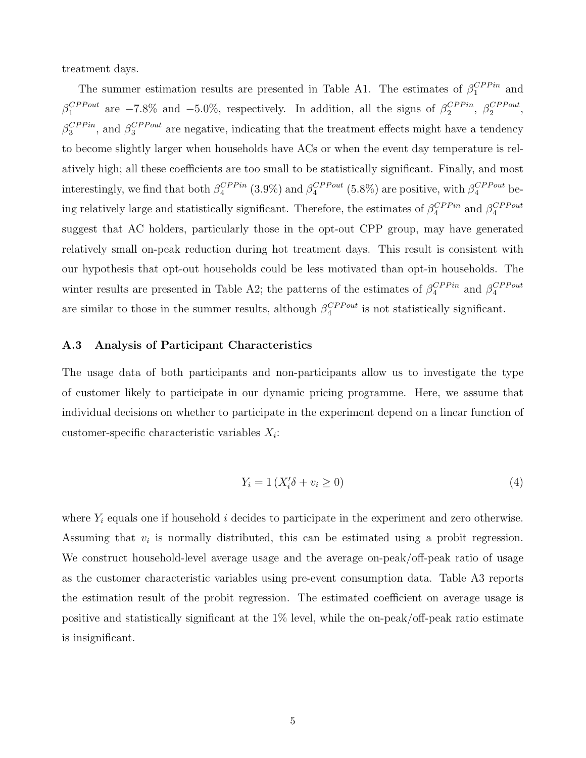treatment days.

The summer estimation results are presented in Table A1. The estimates of $\beta_1^{CPPin}$ and $\beta_1^{CPPout}$ are $-7.8\%$ and $-5.0\%$, respectively. In addition, all the signs of $\beta_2^{CPPin}$, $\beta_2^{CPPout}$, $\beta_3^{CPPin}$, and $\beta_3^{CPPout}$ are negative, indicating that the treatment effects might have a tendency to become slightly larger when households have ACs or when the event day temperature is relatively high; all these coefficients are too small to be statistically significant. Finally, and most interestingly, we find that both $\beta_4^{CPPin}$ (3.9%) and $\beta_4^{CPPout}$ (5.8%) are positive, with $\beta_4^{CPPout}$ being relatively large and statistically significant. Therefore, the estimates of $\beta_4^{CPPin}$ and $\beta_4^{CPPout}$ suggest that AC holders, particularly those in the opt-out CPP group, may have generated relatively small on-peak reduction during hot treatment days. This result is consistent with our hypothesis that opt-out households could be less motivated than opt-in households. The winter results are presented in Table A2; the patterns of the estimates of $\beta_4^{CPPin}$ and $\beta_4^{CPPout}$ are similar to those in the summer results, although $\beta_4^{CPPout}$ is not statistically significant.

### A.3 Analysis of Participant Characteristics

The usage data of both participants and non-participants allow us to investigate the type of customer likely to participate in our dynamic pricing programme. Here, we assume that individual decisions on whether to participate in the experiment depend on a linear function of customer-specific characteristic variables $X_i$:

$$Y_i = 1\left(X_i'\delta + v_i \geq 0\right) \tag{4}$$

where $Y_i$ equals one if household $i$ decides to participate in the experiment and zero otherwise. Assuming that $v_i$ is normally distributed, this can be estimated using a probit regression. We construct household-level average usage and the average on-peak/off-peak ratio of usage as the customer characteristic variables using pre-event consumption data. Table A3 reports the estimation result of the probit regression. The estimated coefficient on average usage is positive and statistically significant at the 1% level, while the on-peak/off-peak ratio estimate is insignificant.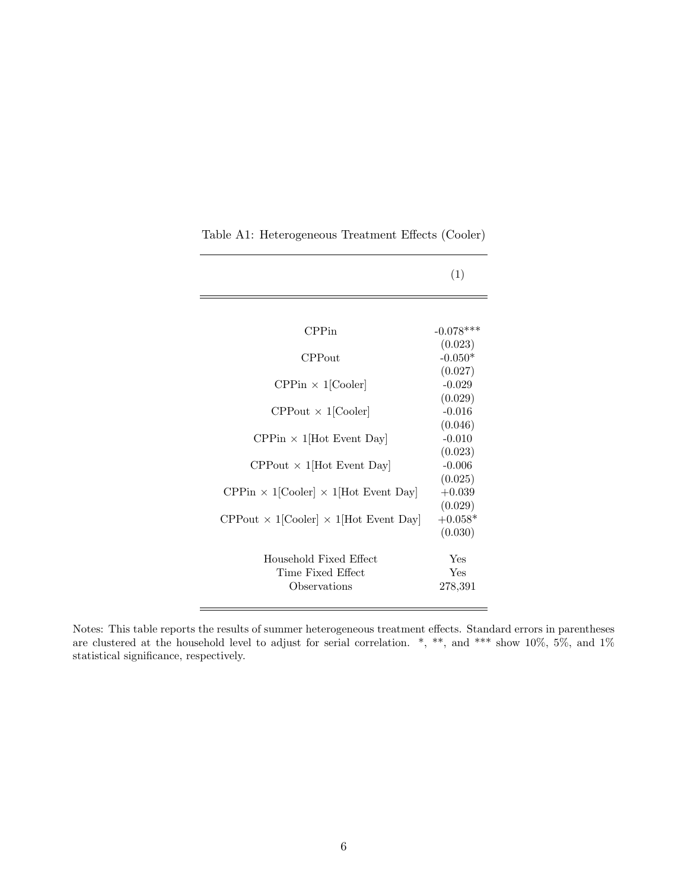Table A1: Heterogeneous Treatment Effects (Cooler)

| | (1) |
|---|---|
| CPPin | -0.078*** |
| | (0.023) |
| CPPout | -0.050* |
| | (0.027) |
| CPPin × 1[Cooler] | -0.029 |
| | (0.029) |
| CPPout × 1[Cooler] | -0.016 |
| | (0.046) |
| CPPin × 1[Hot Event Day] | -0.010 |
| | (0.023) |
| CPPout × 1[Hot Event Day] | -0.006 |
| | (0.025) |
| CPPin × 1[Cooler] × 1[Hot Event Day] | +0.039 |
| | (0.029) |
| CPPout × 1[Cooler] × 1[Hot Event Day] | +0.058* |
| | (0.030) |
| Household Fixed Effect | Yes |
| Time Fixed Effect | Yes |
| Observations | 278,391 |

Notes: This table reports the results of summer heterogeneous treatment effects. Standard errors in parentheses are clustered at the household level to adjust for serial correlation. *, **, and *** show 10%, 5%, and 1% statistical significance, respectively.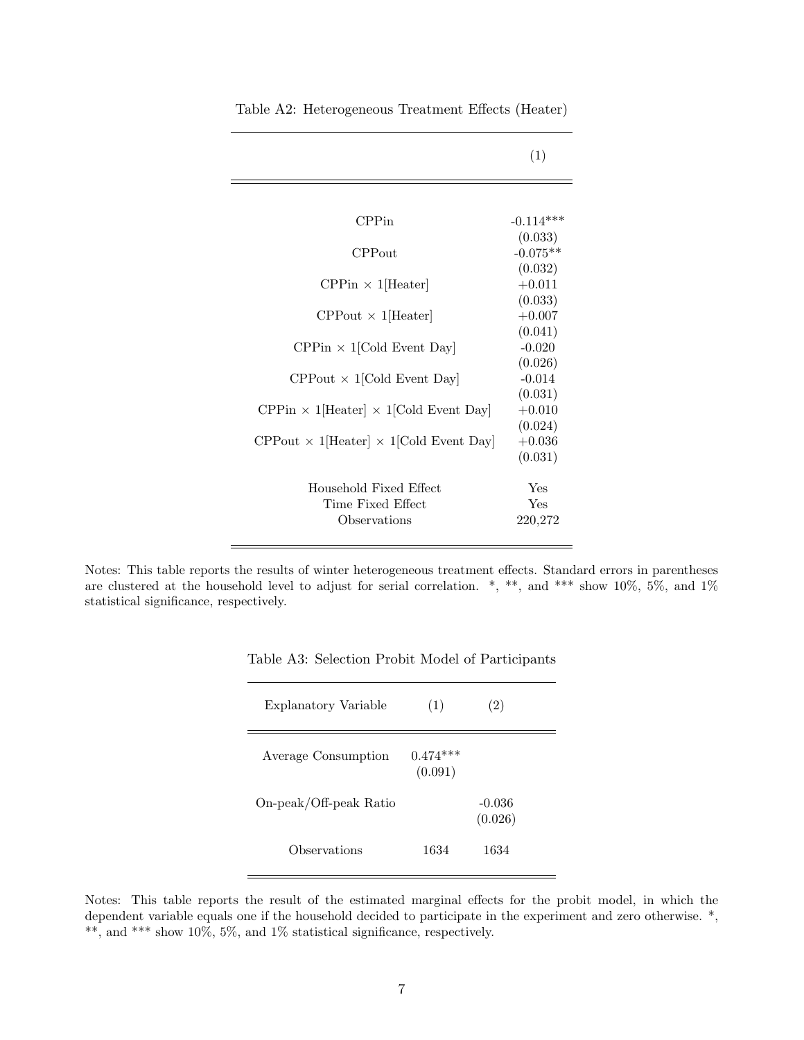Table A2: Heterogeneous Treatment Effects (Heater)

| | (1) |
|---|---|
| CPPin | -0.114*** |
| | (0.033) |
| CPPout | -0.075** |
| | (0.032) |
| CPPin × 1[Heater] | +0.011 |
| | (0.033) |
| CPPout × 1[Heater] | +0.007 |
| | (0.041) |
| CPPin × 1[Cold Event Day] | -0.020 |
| | (0.026) |
| CPPout × 1[Cold Event Day] | -0.014 |
| | (0.031) |
| CPPin × 1[Heater] × 1[Cold Event Day] | +0.010 |
| | (0.024) |
| CPPout × 1[Heater] × 1[Cold Event Day] | +0.036 |
| | (0.031) |
| Household Fixed Effect | Yes |
| Time Fixed Effect | Yes |
| Observations | 220,272 |

Notes: This table reports the results of winter heterogeneous treatment effects. Standard errors in parentheses are clustered at the household level to adjust for serial correlation. *, **, and *** show 10%, 5%, and 1% statistical significance, respectively.

Table A3: Selection Probit Model of Participants

| Explanatory Variable | (1) | (2) |
|---|---|---|
| Average Consumption | 0.474*** | |
| | (0.091) | |
| On-peak/Off-peak Ratio | | -0.036 |
| | | (0.026) |
| Observations | 1634 | 1634 |

Notes: This table reports the result of the estimated marginal effects for the probit model, in which the dependent variable equals one if the household decided to participate in the experiment and zero otherwise. *, **, and *** show 10%, 5%, and 1% statistical significance, respectively.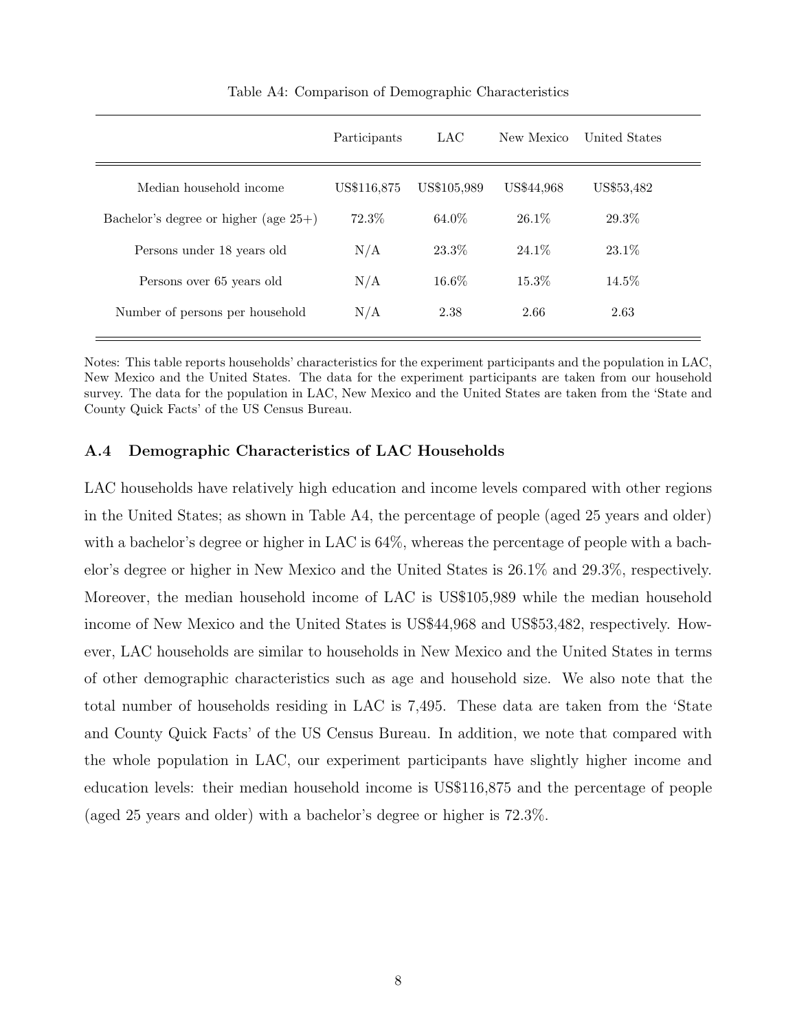Table A4: Comparison of Demographic Characteristics

| | Participants | LAC | New Mexico | United States |
|---|---|---|---|---|
| Median household income | US$116,875 | US$105,989 | US$44,968 | US$53,482 |
| Bachelor's degree or higher (age 25+) | 72.3% | 64.0% | 26.1% | 29.3% |
| Persons under 18 years old | N/A | 23.3% | 24.1% | 23.1% |
| Persons over 65 years old | N/A | 16.6% | 15.3% | 14.5% |
| Number of persons per household | N/A | 2.38 | 2.66 | 2.63 |

Notes: This table reports households' characteristics for the experiment participants and the population in LAC, New Mexico and the United States. The data for the experiment participants are taken from our household survey. The data for the population in LAC, New Mexico and the United States are taken from the 'State and County Quick Facts' of the US Census Bureau.

### A.4 Demographic Characteristics of LAC Households

LAC households have relatively high education and income levels compared with other regions in the United States; as shown in Table A4, the percentage of people (aged 25 years and older) with a bachelor's degree or higher in LAC is 64%, whereas the percentage of people with a bachelor's degree or higher in New Mexico and the United States is 26.1% and 29.3%, respectively. Moreover, the median household income of LAC is US$105,989 while the median household income of New Mexico and the United States is US$44,968 and US$53,482, respectively. However, LAC households are similar to households in New Mexico and the United States in terms of other demographic characteristics such as age and household size. We also note that the total number of households residing in LAC is 7,495. These data are taken from the 'State and County Quick Facts' of the US Census Bureau. In addition, we note that compared with the whole population in LAC, our experiment participants have slightly higher income and education levels: their median household income is US$116,875 and the percentage of people (aged 25 years and older) with a bachelor's degree or higher is 72.3%.